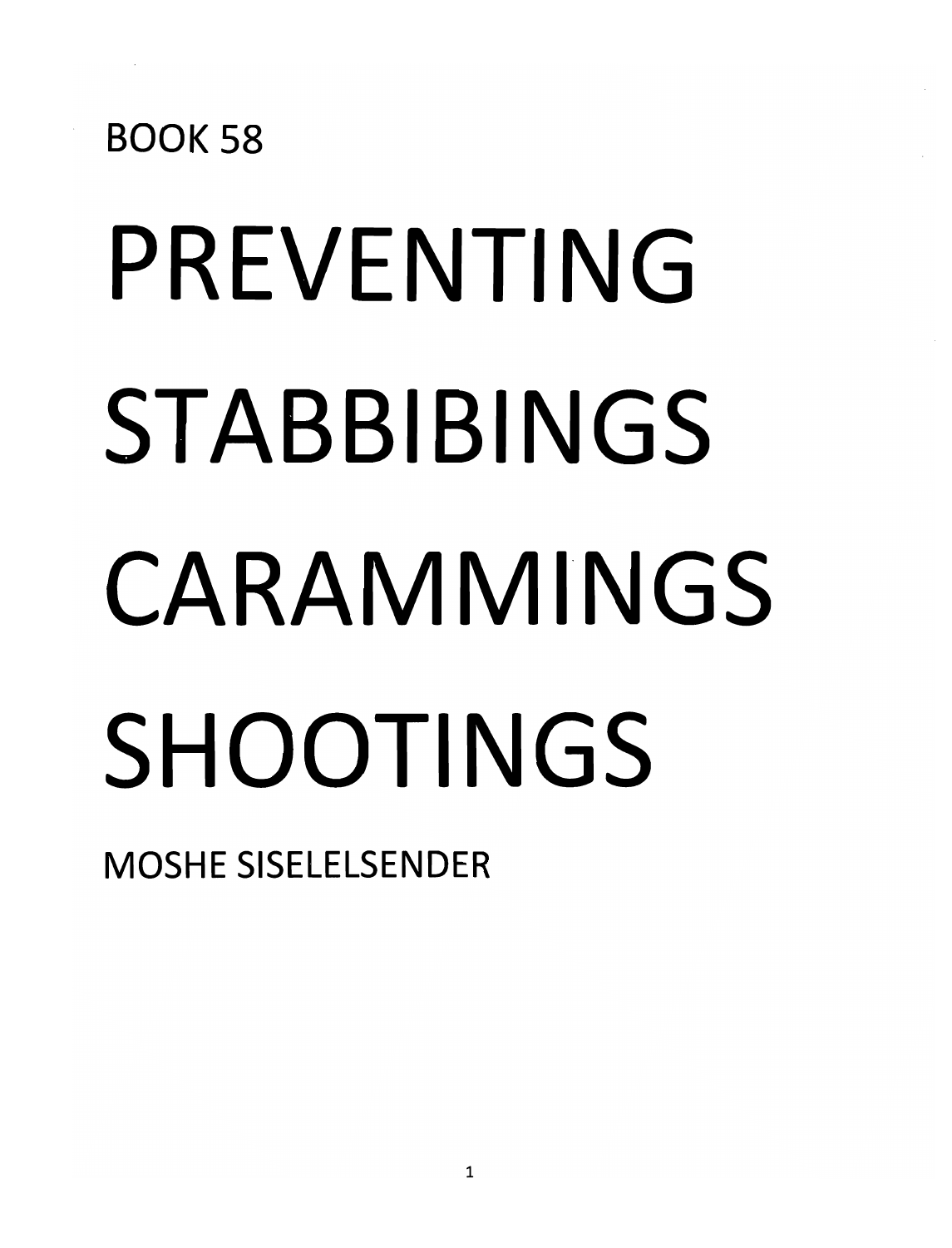BOOK 58

# PREVENTING STABBIBINGS CARAMMINGS SHOOTINGS

MOSHE SISELELSENDER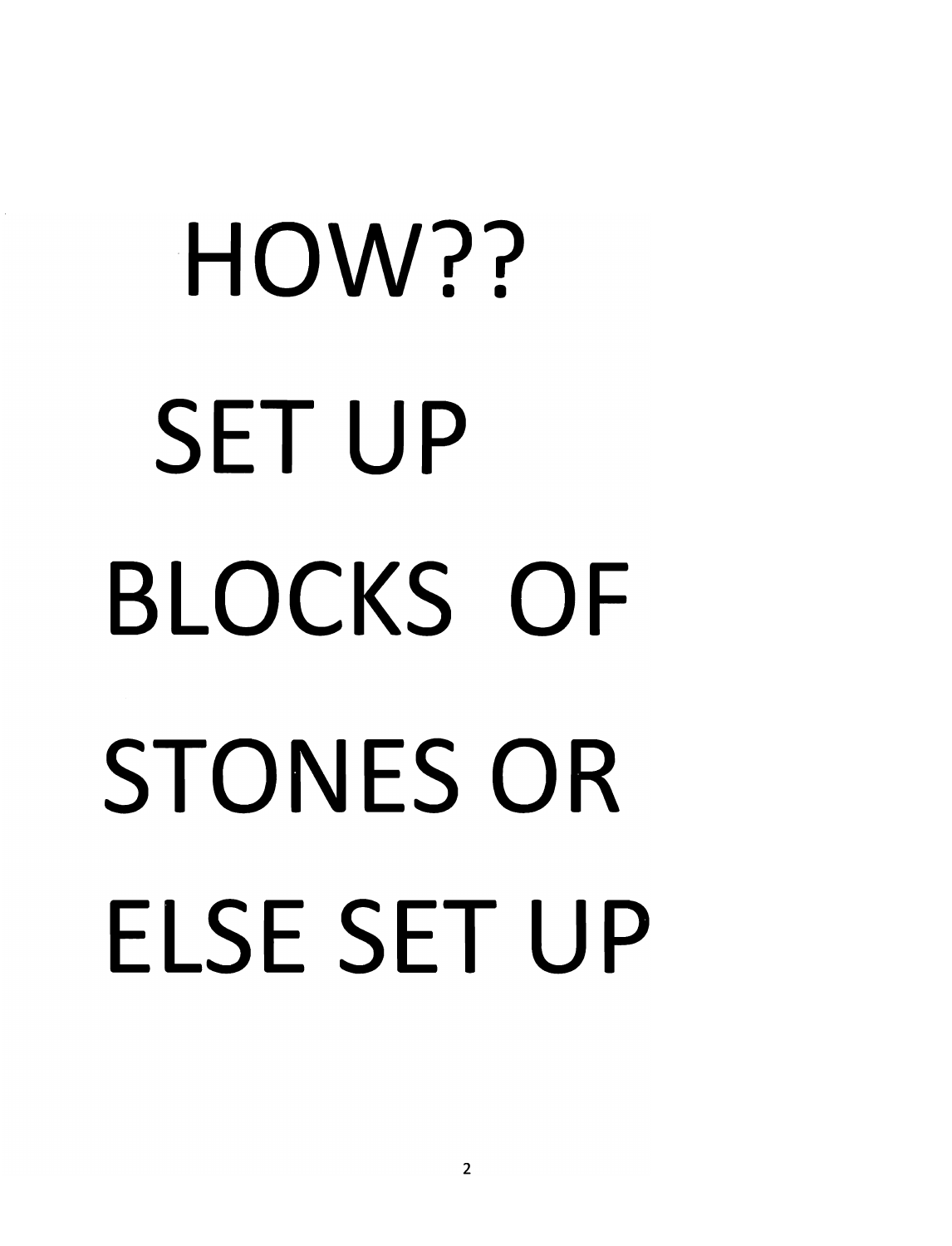HOW??

SET UP

BLOCKS OF

STONES OR

ELSE SET UP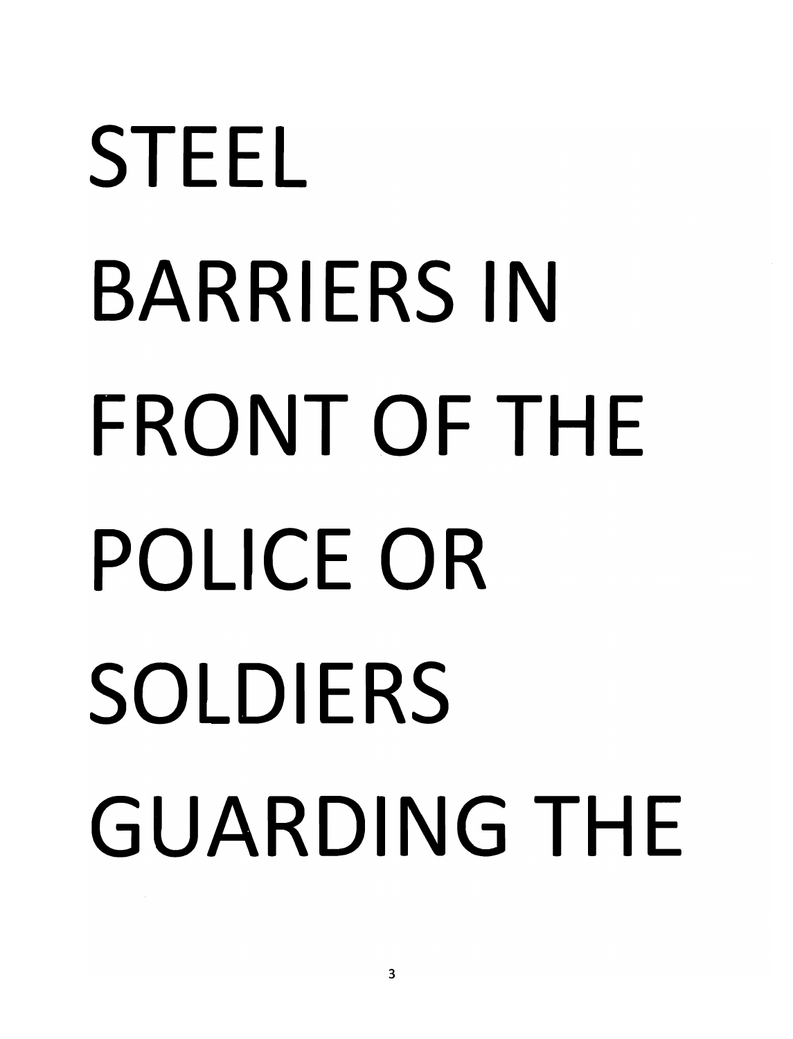STEEL
BARRIERS IN
FRONT OF THE
POLICE OR
SOLDIERS
GUARDING THE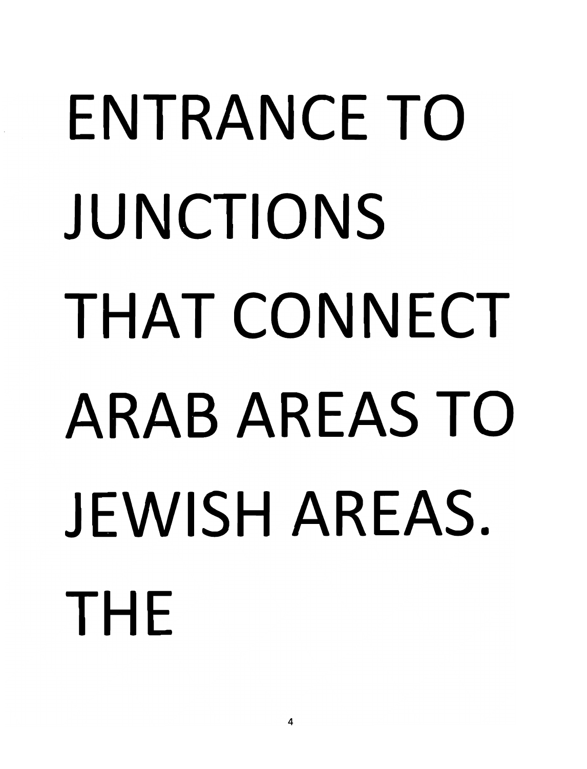ENTRANCE TO JUNCTIONS THAT CONNECT ARAB AREAS TO JEWISH AREAS. THE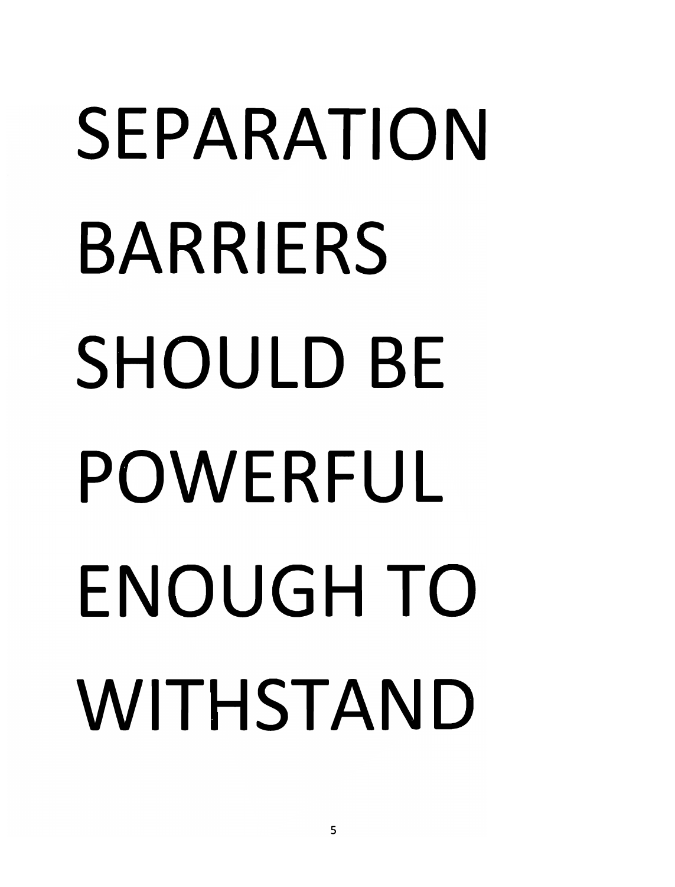SEPARATION BARRIERS SHOULD BE POWERFUL ENOUGH TO WITHSTAND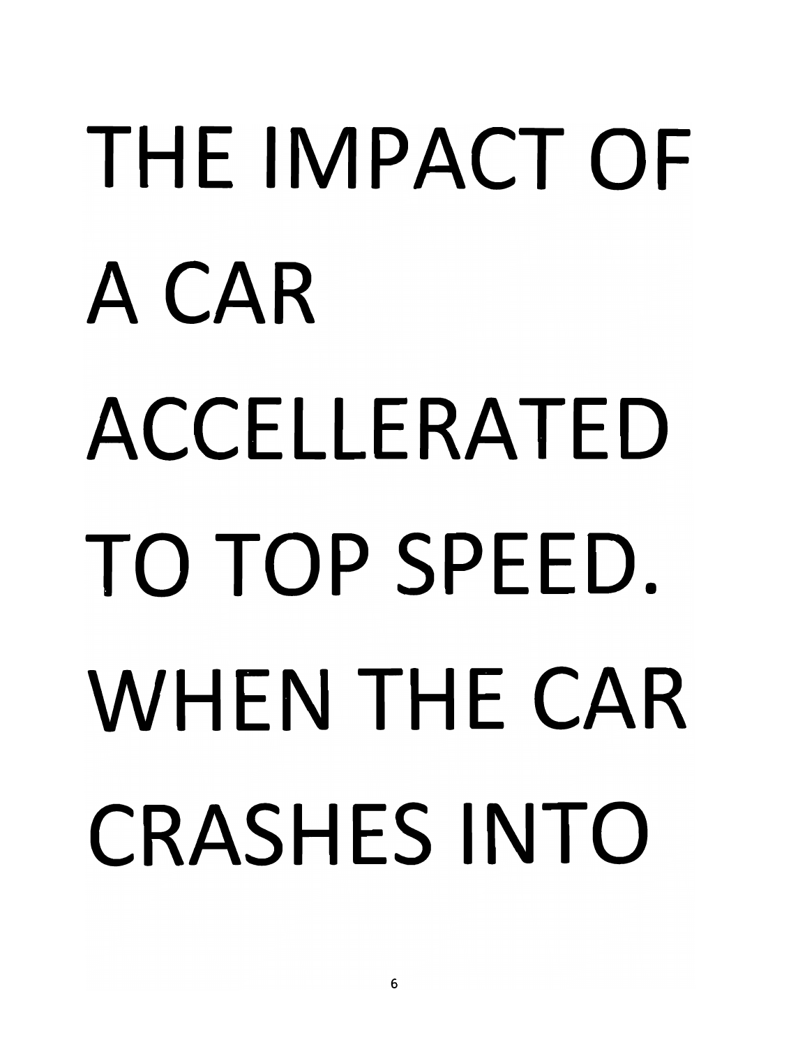THE IMPACT OF A CAR ACCELLERATED TO TOP SPEED. WHEN THE CAR CRASHES INTO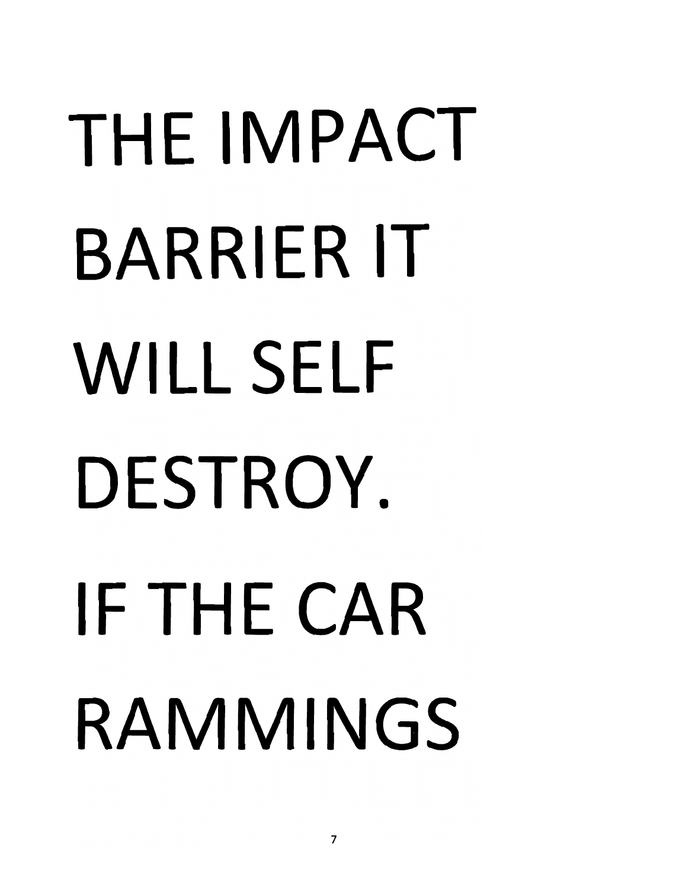THE IMPACT BARRIER IT WILL SELF DESTROY. IF THE CAR RAMMINGS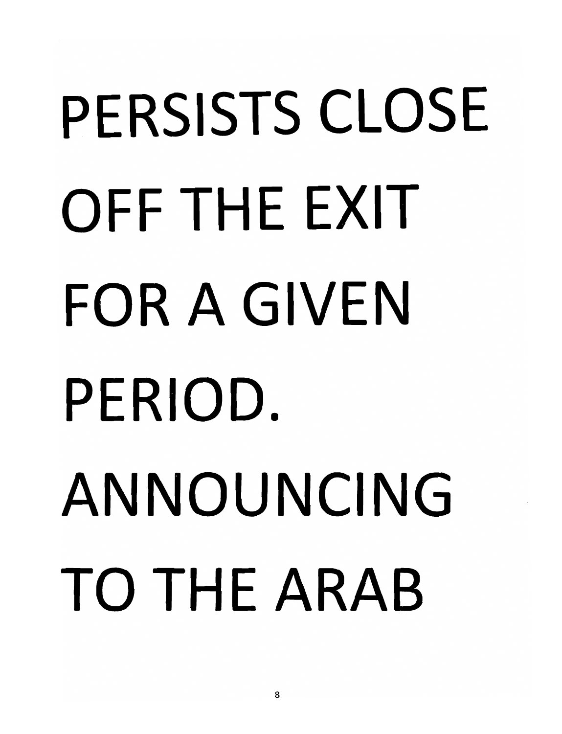PERSISTS CLOSE OFF THE EXIT FOR A GIVEN PERIOD. ANNOUNCING TO THE ARAB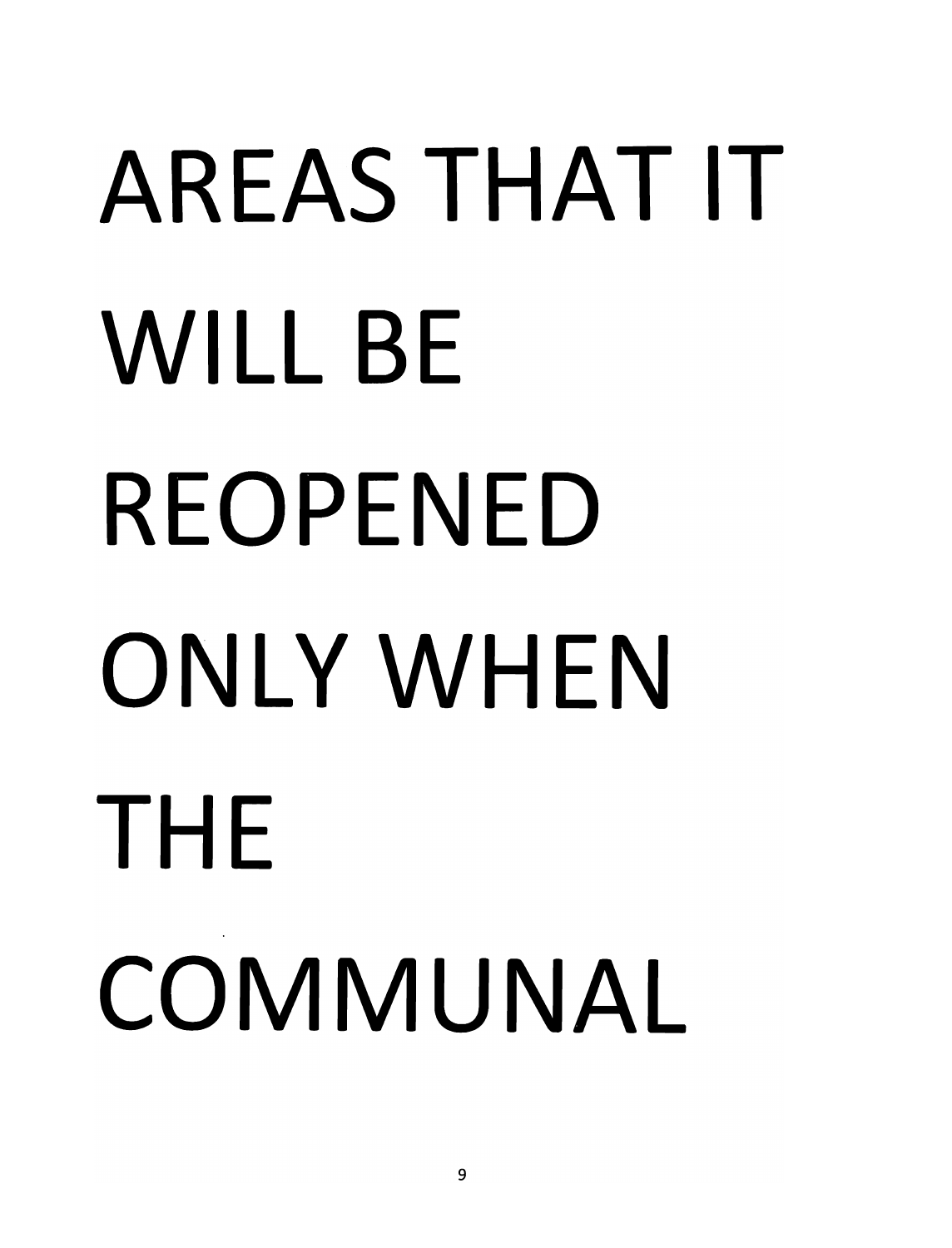AREAS THAT IT WILL BE REOPENED ONLY WHEN THE COMMUNAL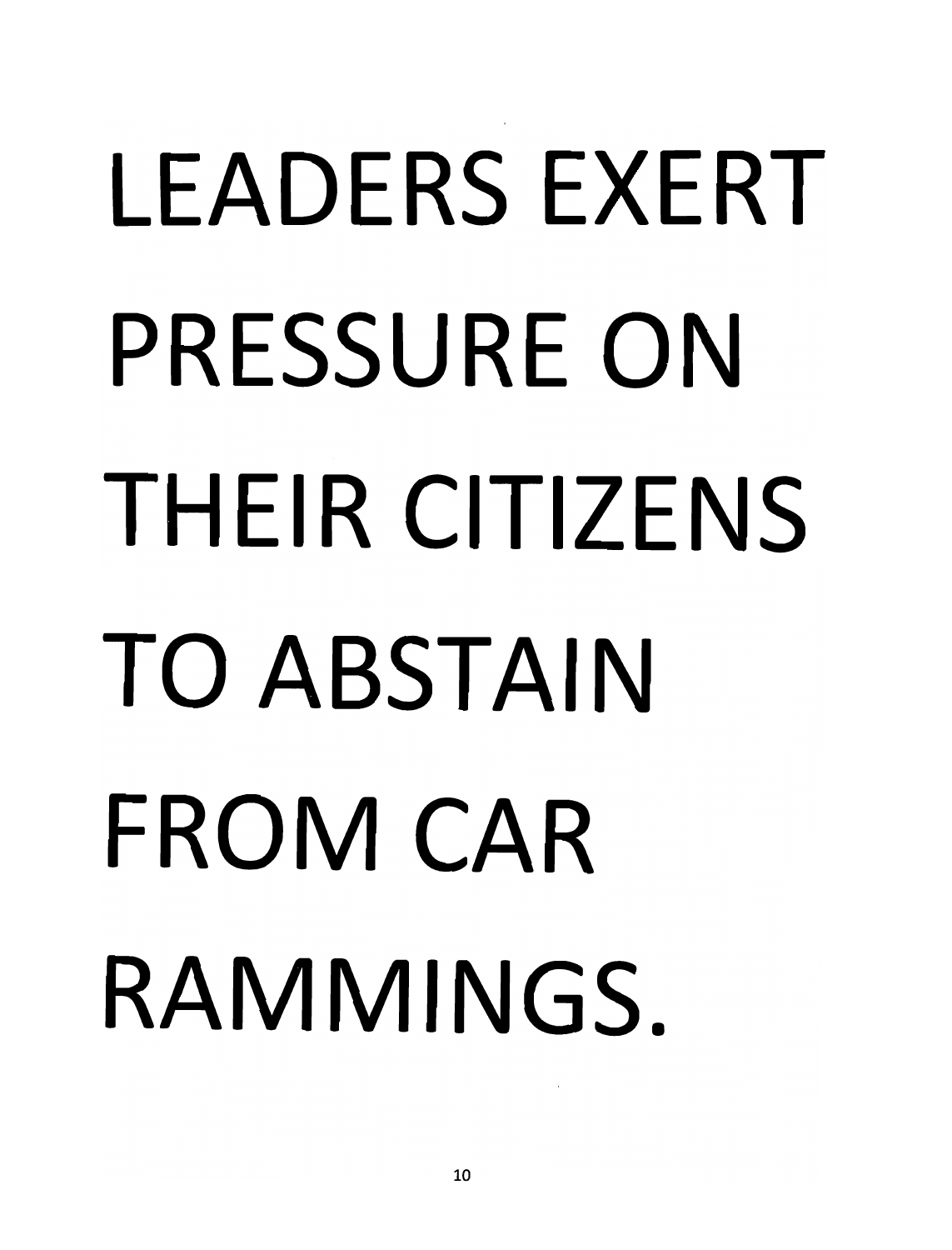LEADERS EXERT PRESSURE ON THEIR CITIZENS TO ABSTAIN FROM CAR RAMMINGS.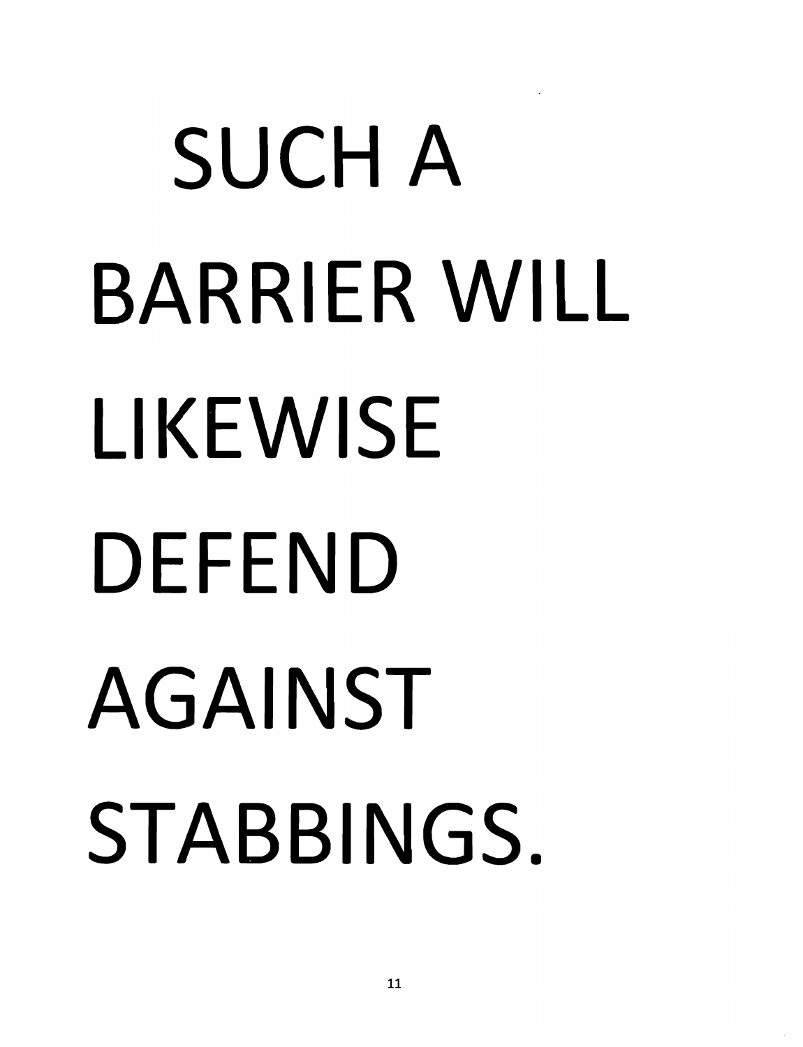SUCH A BARRIER WILL LIKEWISE DEFEND AGAINST STABBINGS.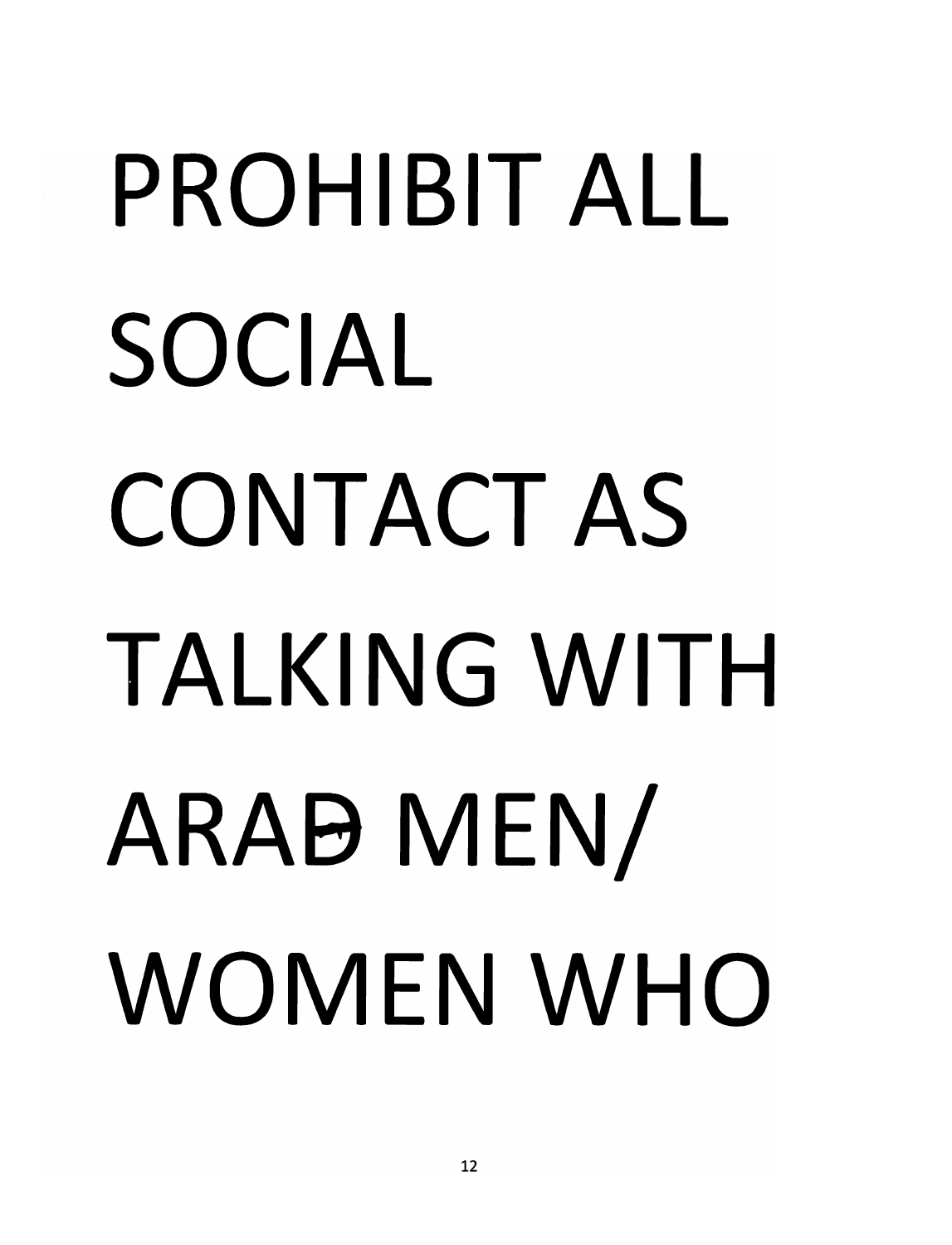PROHIBIT ALL SOCIAL CONTACT AS TALKING WITH ARAB MEN/ WOMEN WHO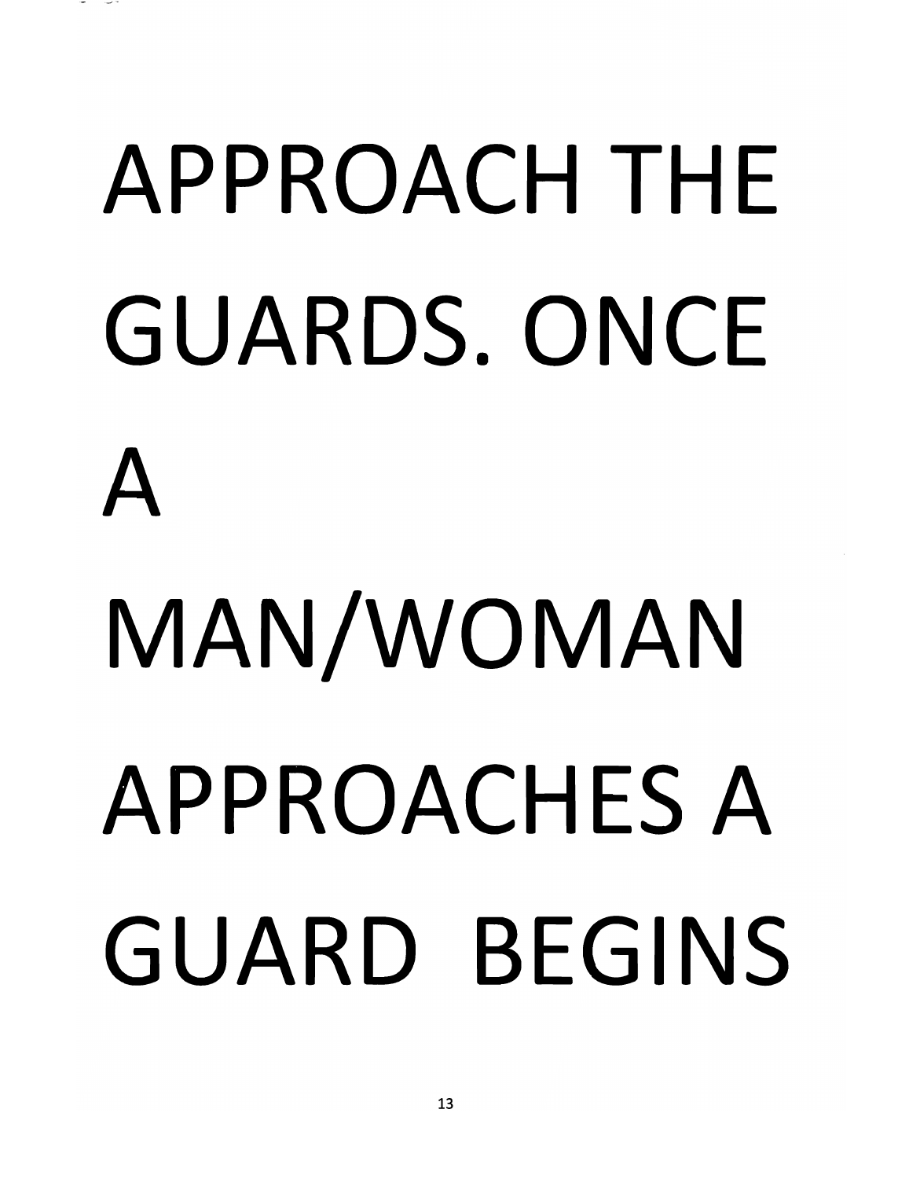APPROACH THE GUARDS. ONCE A MAN/WOMAN APPROACHES A GUARD BEGINS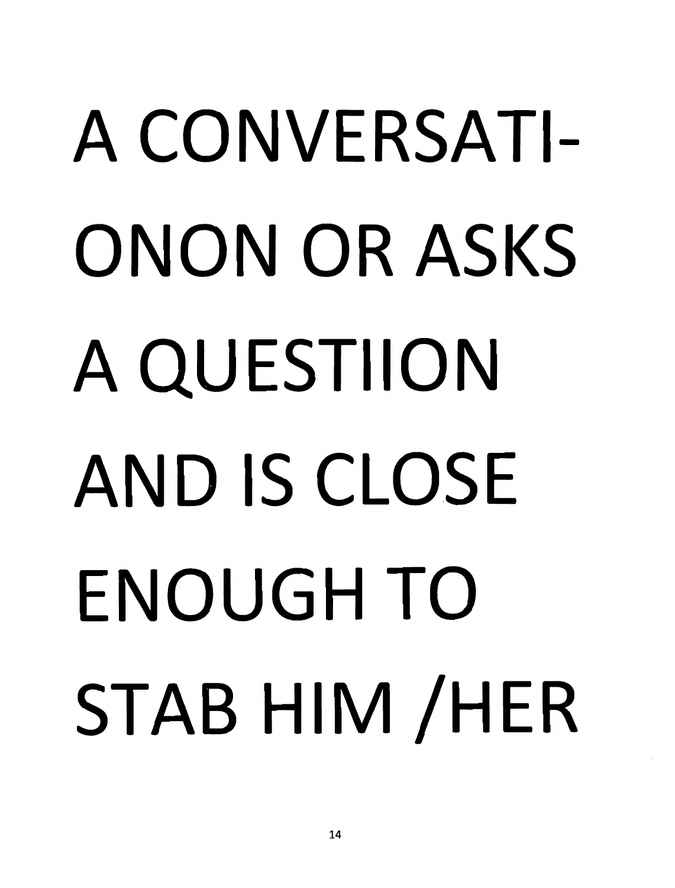A CONVERSATI-
ONON OR ASKS
A QUESTIION
AND IS CLOSE
ENOUGH TO
STAB HIM /HER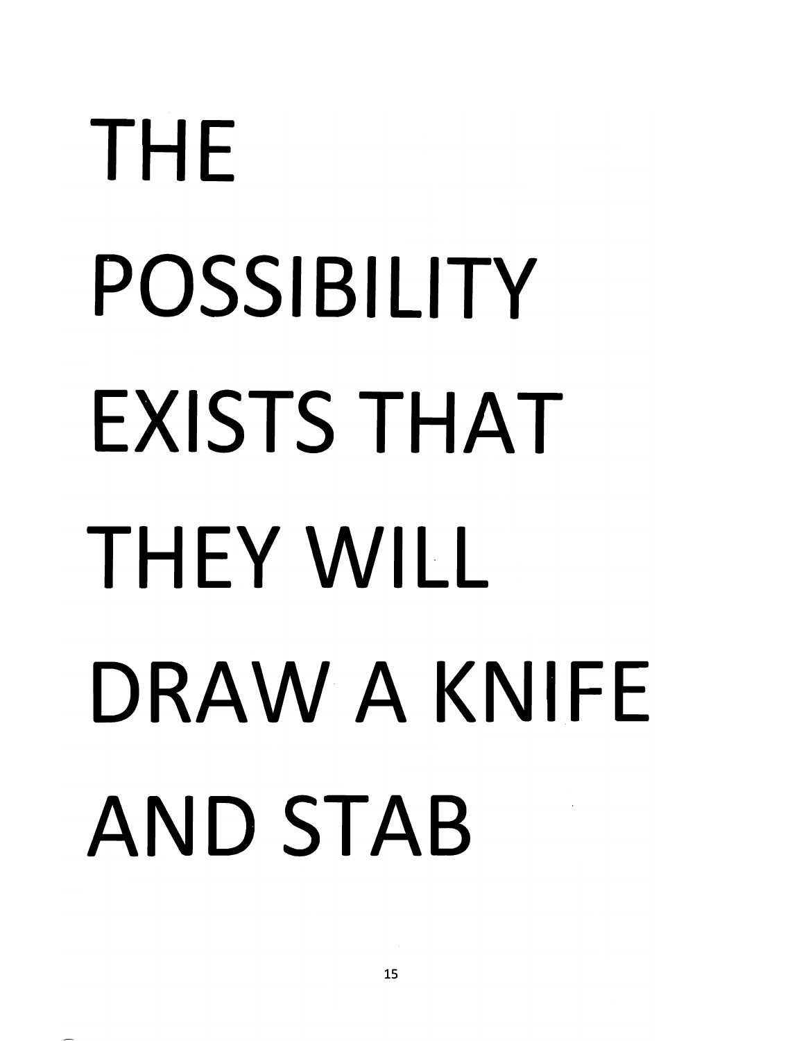THE POSSIBILITY EXISTS THAT THEY WILL DRAW A KNIFE AND STAB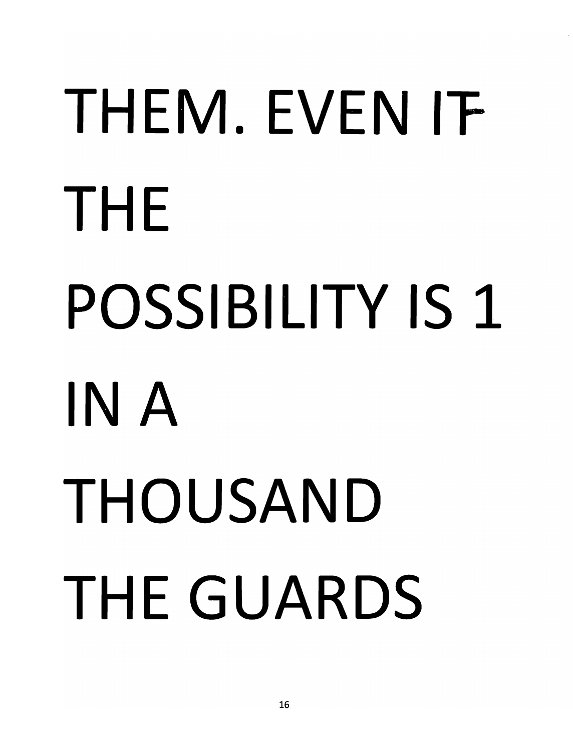THEM. EVEN IF THE POSSIBILITY IS 1 IN A THOUSAND THE GUARDS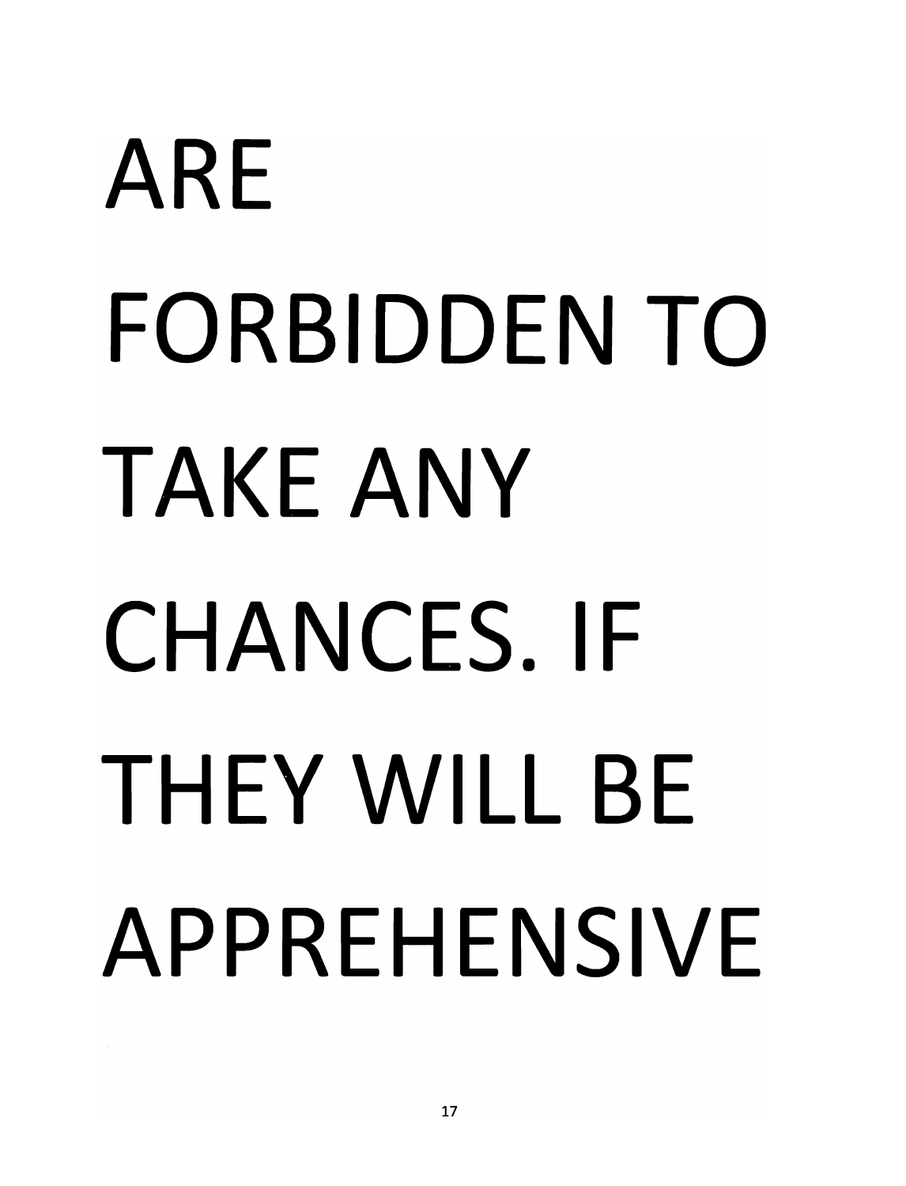ARE FORBIDDEN TO TAKE ANY CHANCES. IF THEY WILL BE APPREHENSIVE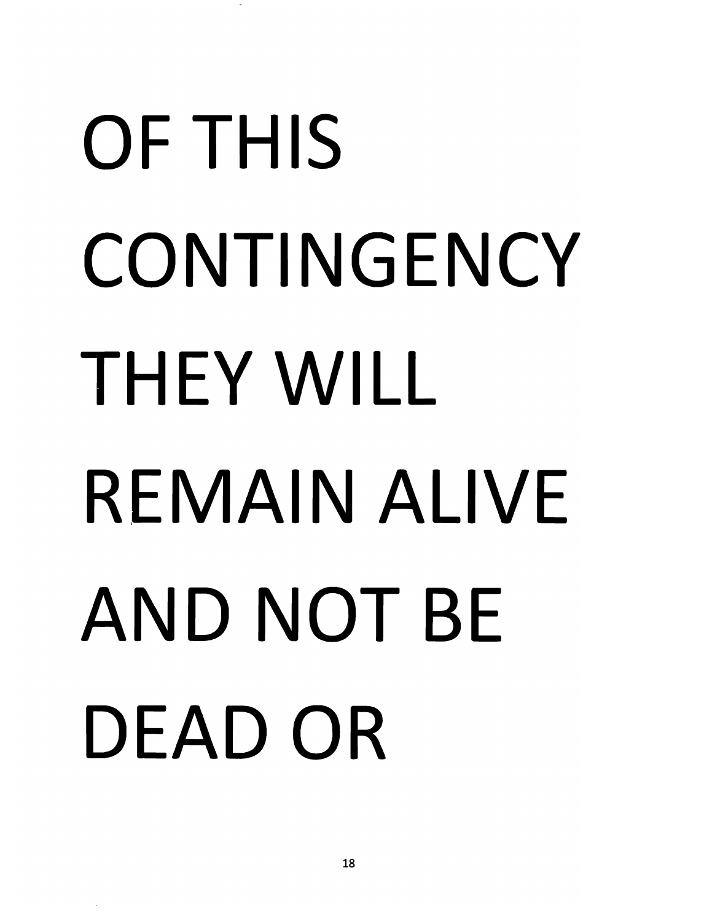OF THIS CONTINGENCY THEY WILL REMAIN ALIVE AND NOT BE DEAD OR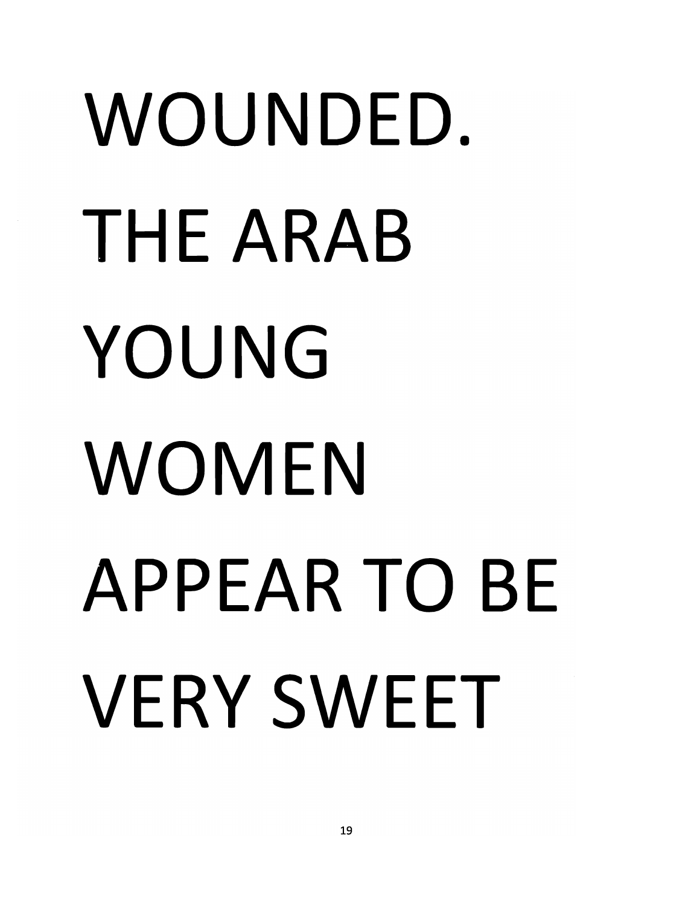WOUNDED. THE ARAB YOUNG WOMEN APPEAR TO BE VERY SWEET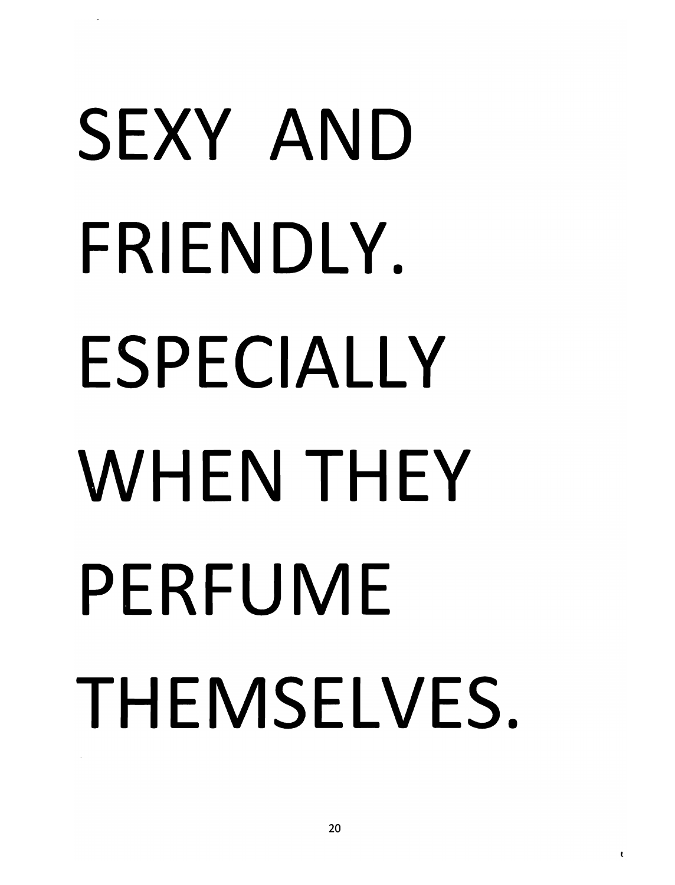SEXY AND FRIENDLY. ESPECIALLY WHEN THEY PERFUME THEMSELVES.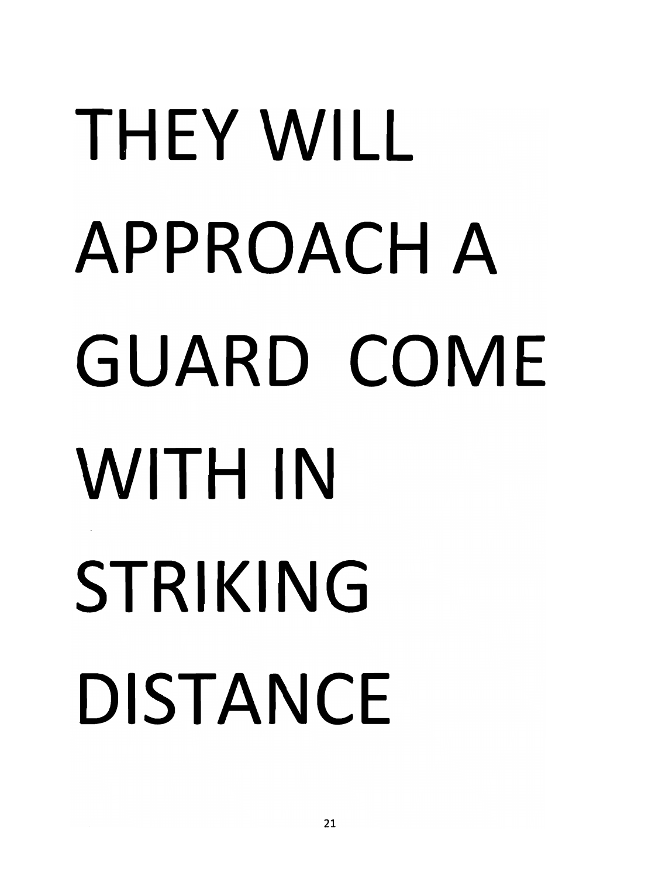THEY WILL APPROACH A GUARD COME WITH IN STRIKING DISTANCE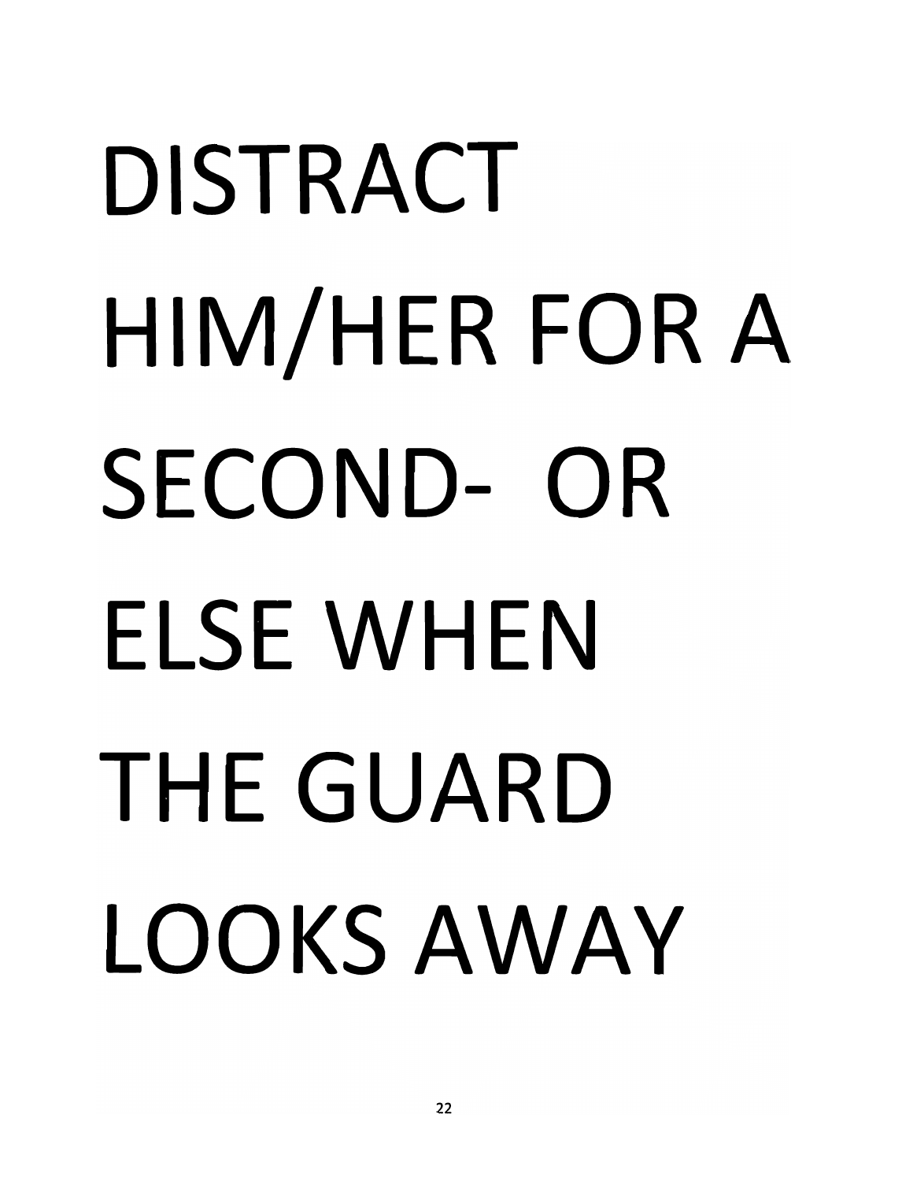DISTRACT HIM/HER FOR A SECOND- OR ELSE WHEN THE GUARD LOOKS AWAY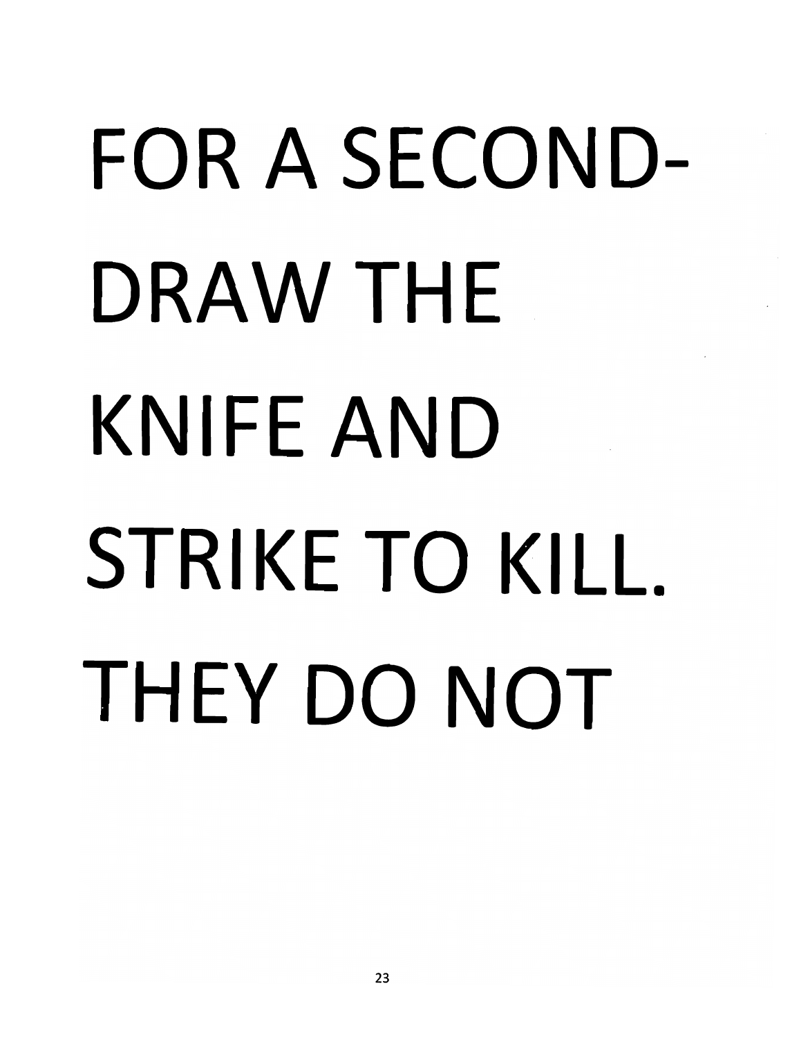FOR A SECOND-DRAW THE KNIFE AND STRIKE TO KILL. THEY DO NOT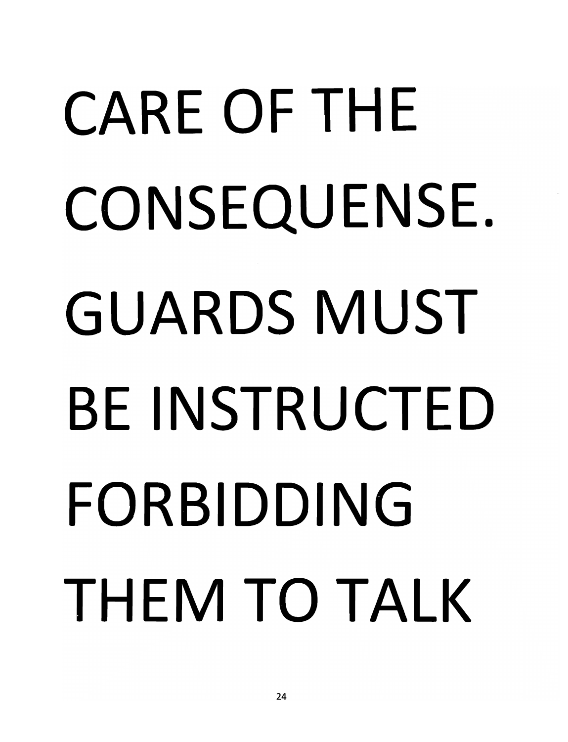CARE OF THE CONSEQUENSE. GUARDS MUST BE INSTRUCTED FORBIDDING THEM TO TALK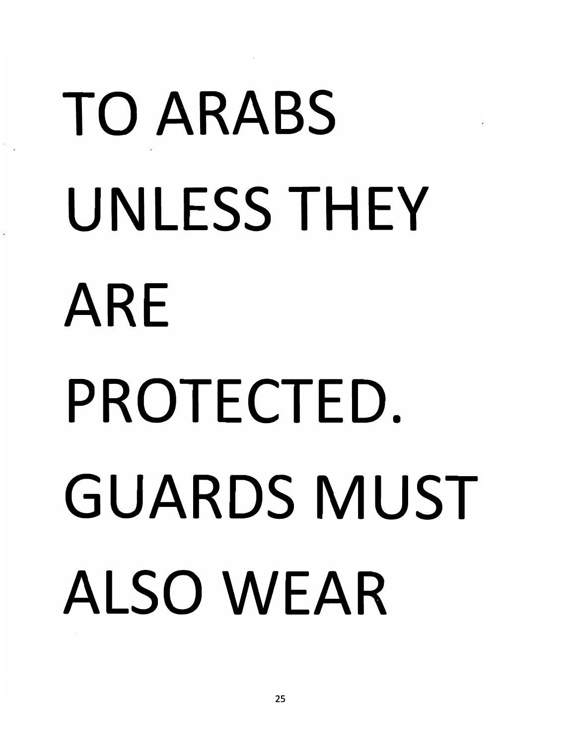TO ARABS UNLESS THEY ARE PROTECTED. GUARDS MUST ALSO WEAR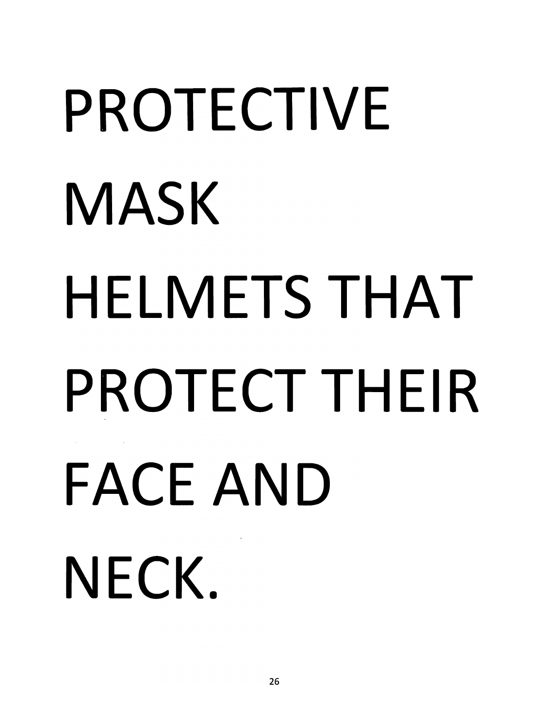PROTECTIVE MASK HELMETS THAT PROTECT THEIR FACE AND NECK.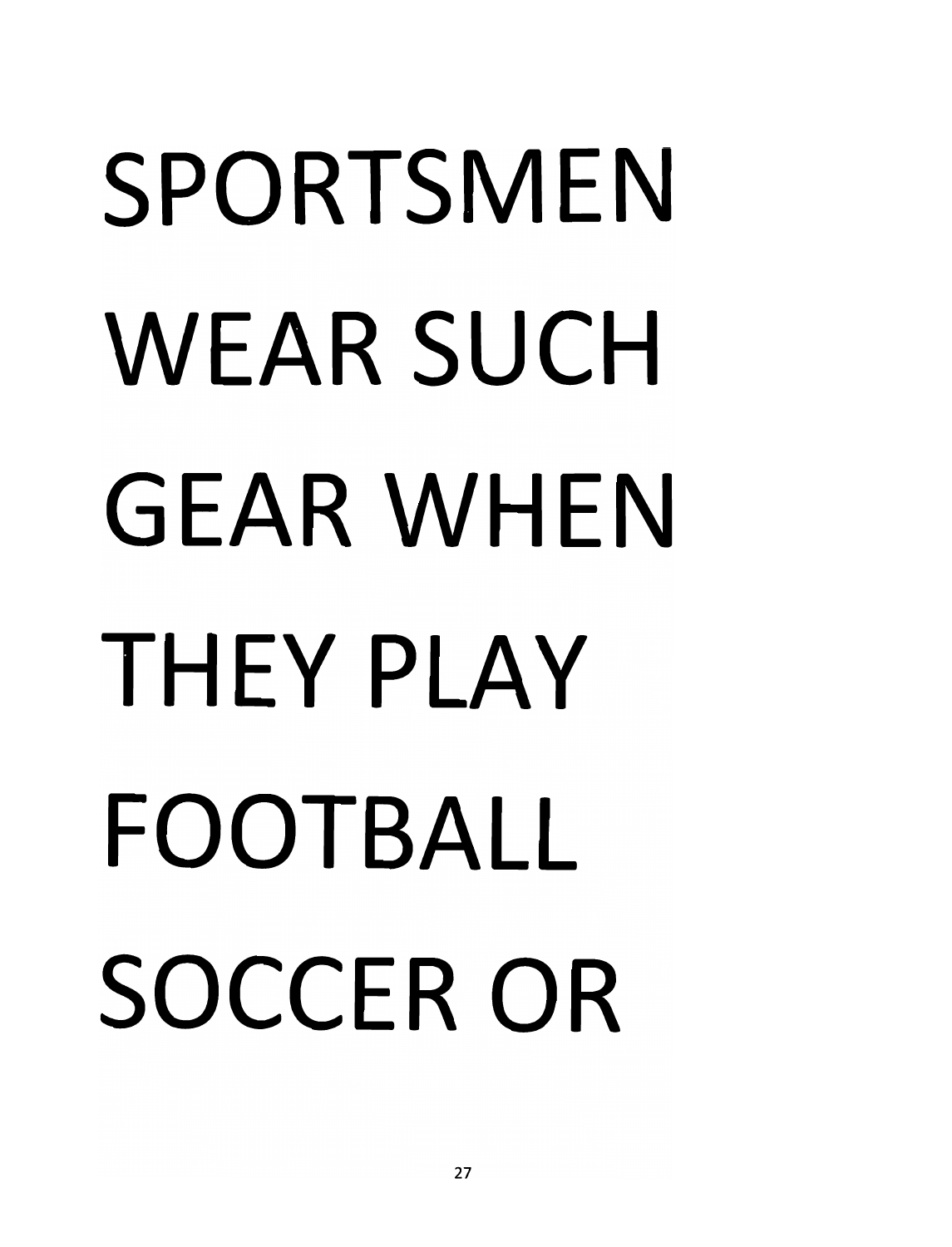SPORTSMEN WEAR SUCH GEAR WHEN THEY PLAY FOOTBALL SOCCER OR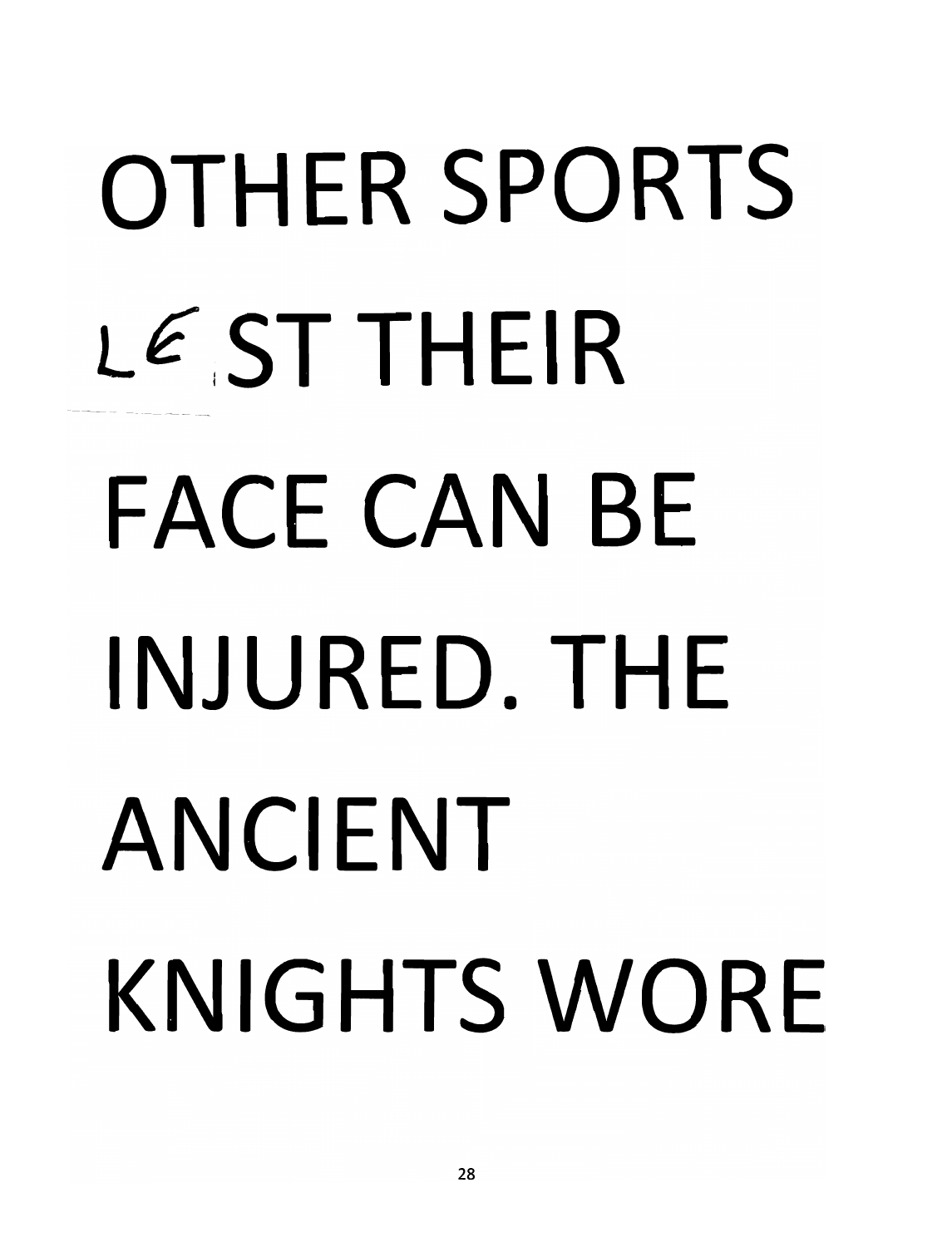OTHER SPORTS LEST THEIR FACE CAN BE INJURED. THE ANCIENT KNIGHTS WORE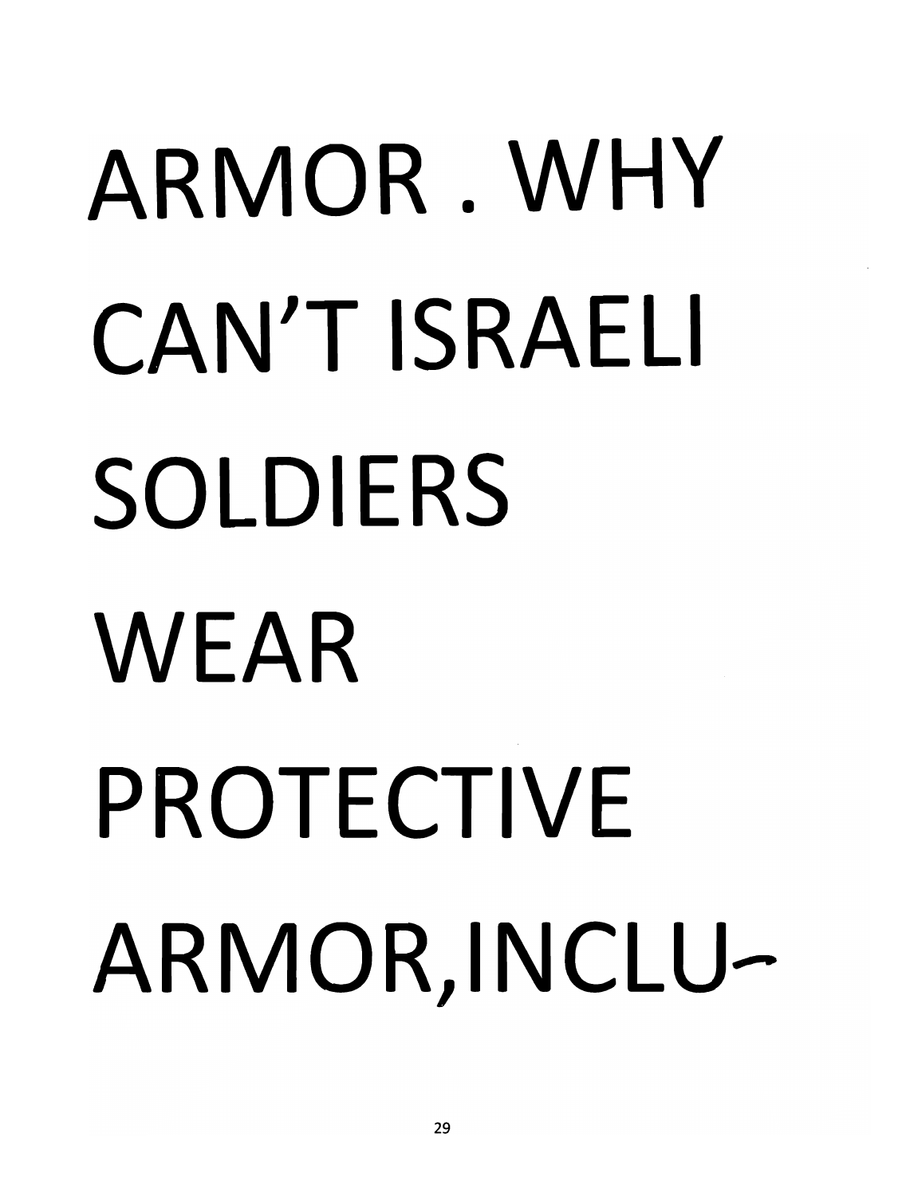ARMOR . WHY CAN'T ISRAELI SOLDIERS WEAR PROTECTIVE ARMOR,INCLU-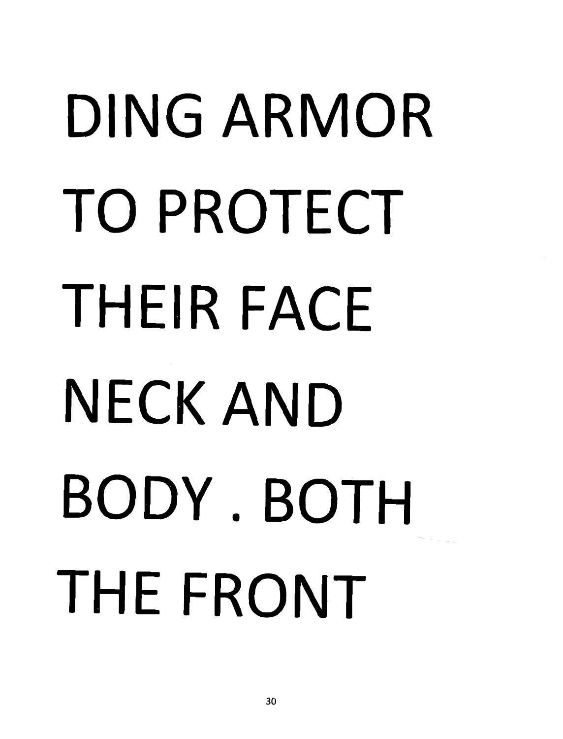DING ARMOR TO PROTECT THEIR FACE NECK AND BODY . BOTH THE FRONT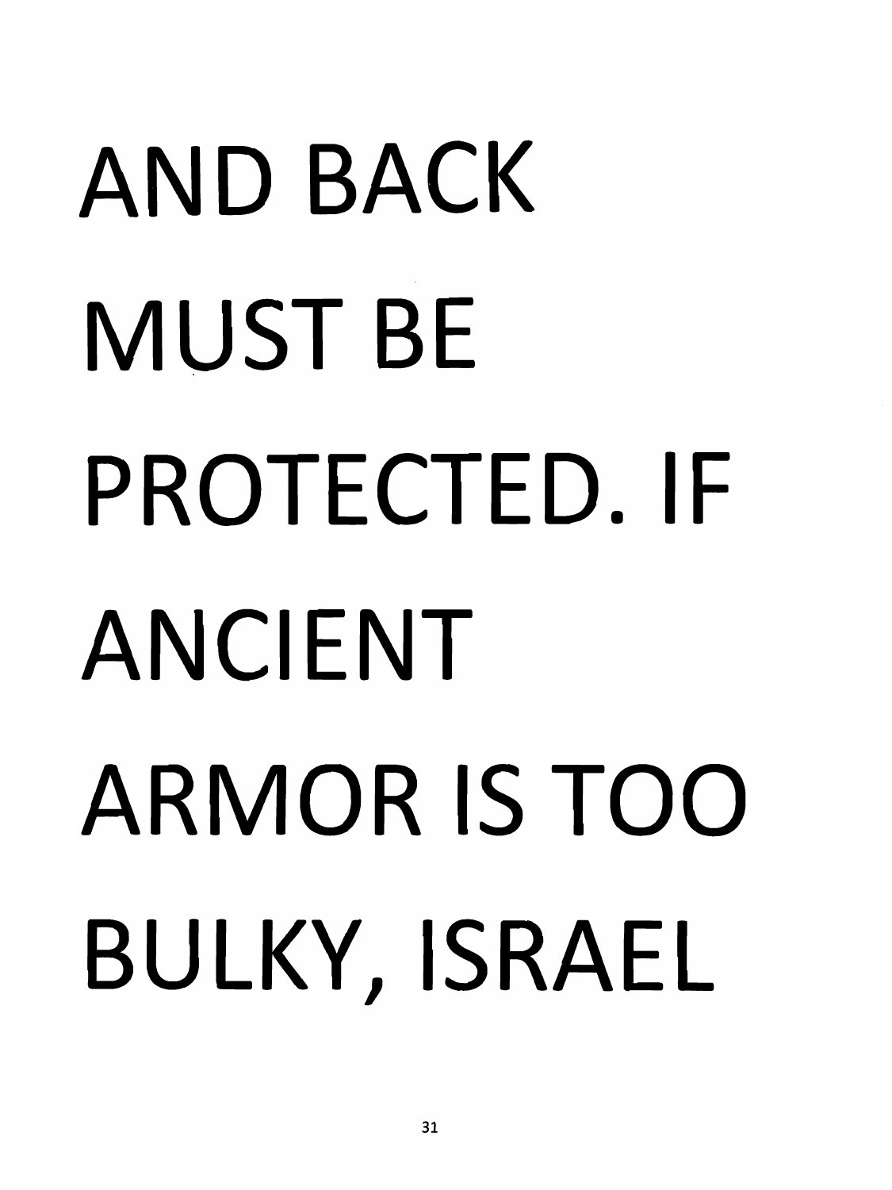AND BACK MUST BE PROTECTED. IF ANCIENT ARMOR IS TOO BULKY, ISRAEL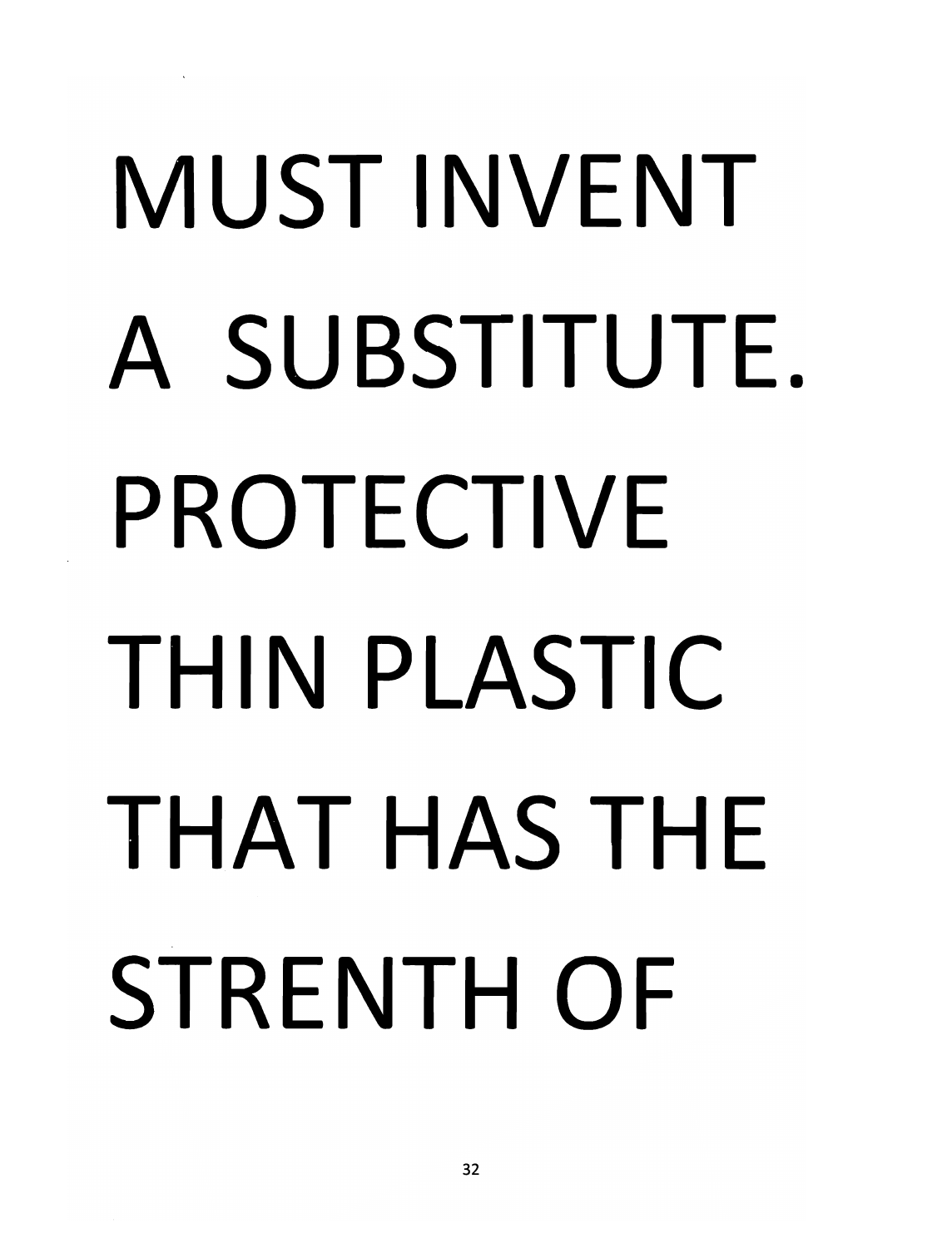MUST INVENT

A SUBSTITUTE.

PROTECTIVE

THIN PLASTIC

THAT HAS THE

STRENTH OF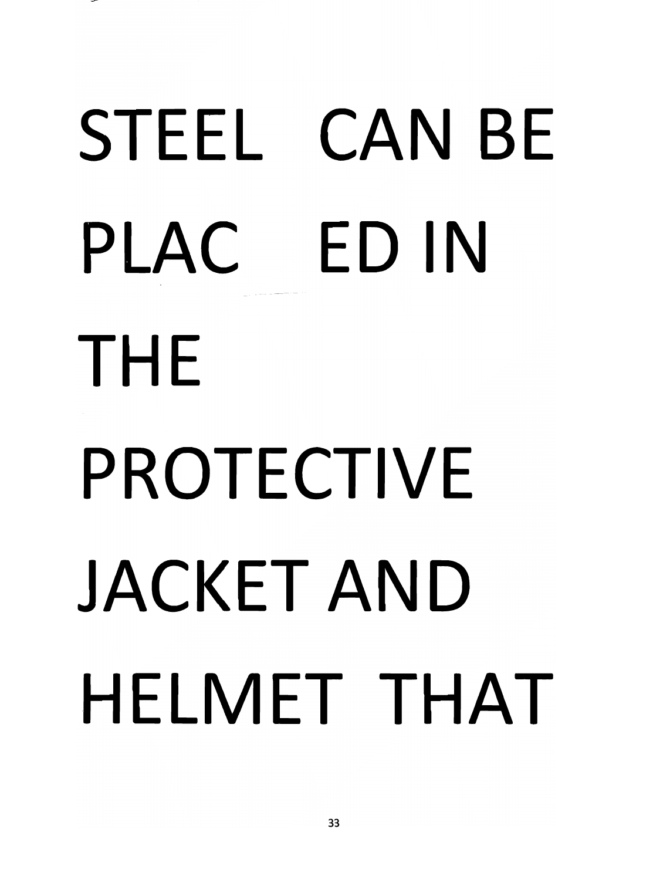STEEL CAN BE PLAC ED IN THE PROTECTIVE JACKET AND HELMET THAT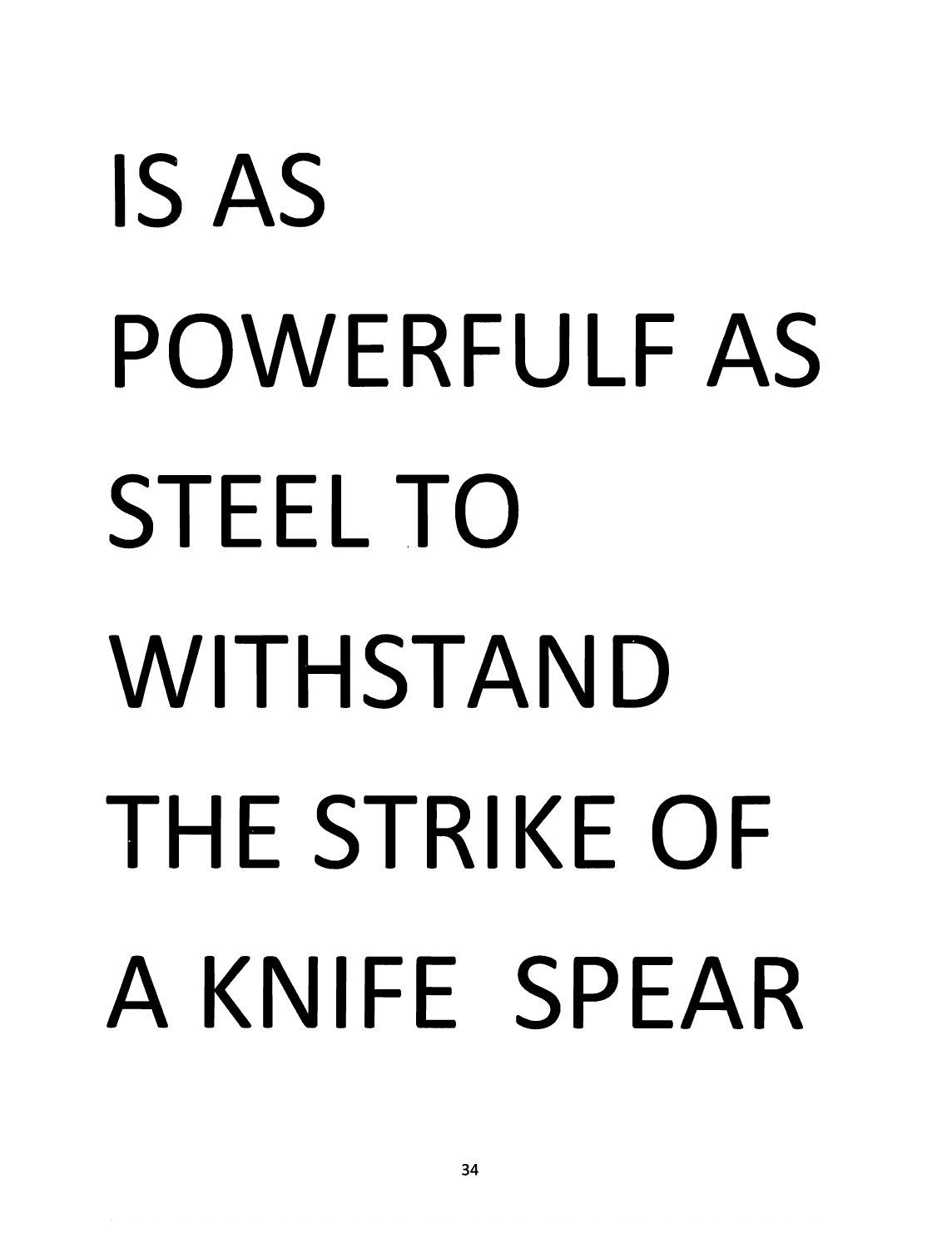IS AS
POWERFULF AS
STEEL TO
WITHSTAND
THE STRIKE OF
A KNIFE SPEAR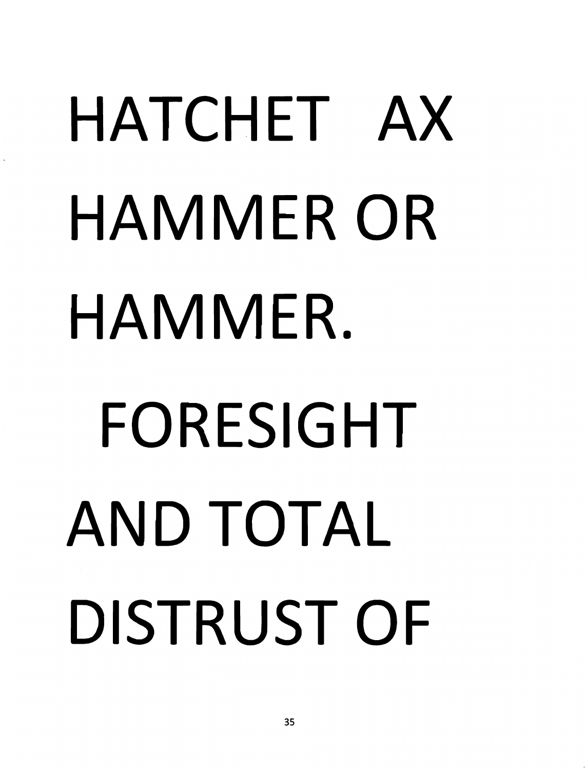HATCHET AX

HAMMER OR

HAMMER.

FORESIGHT

AND TOTAL

DISTRUST OF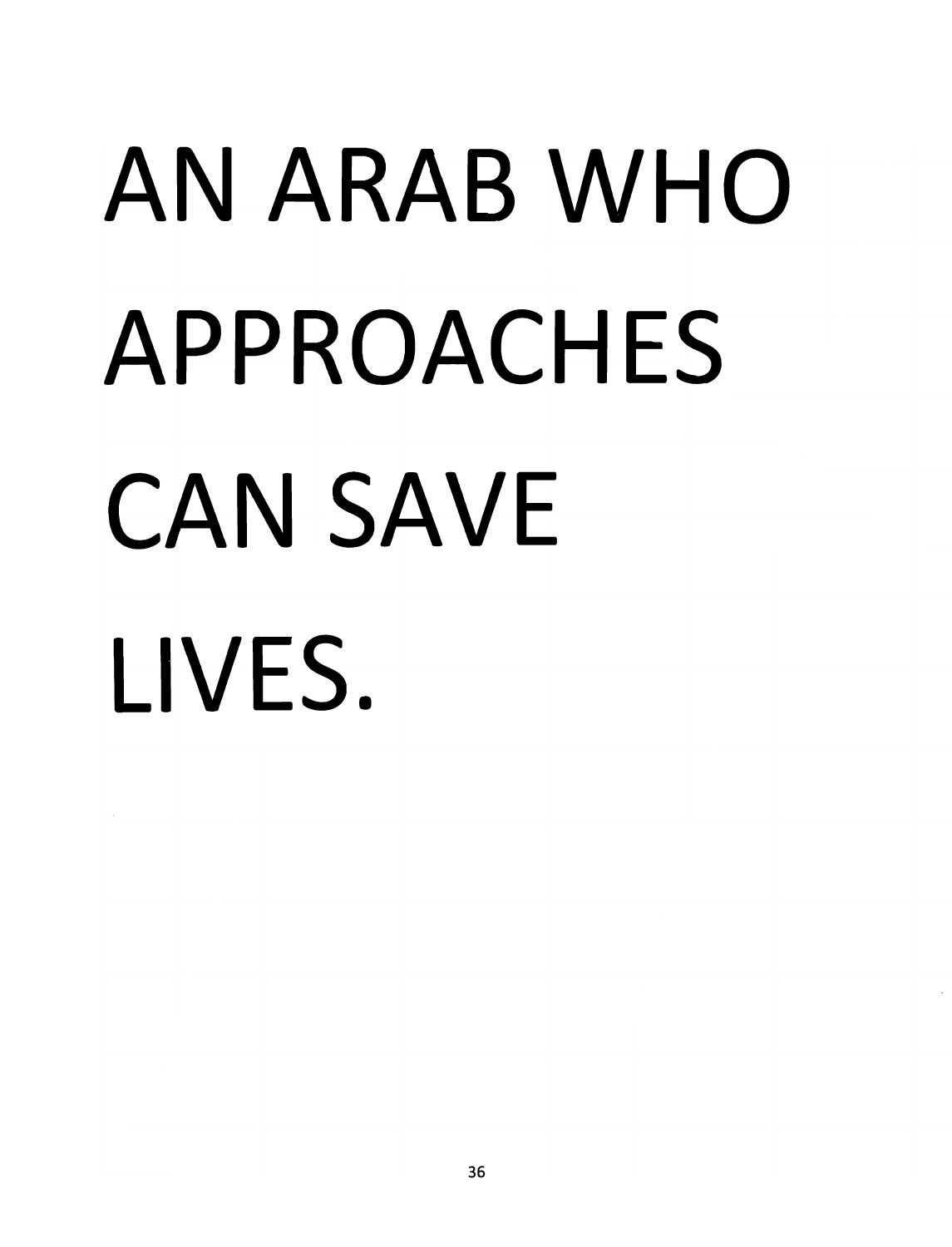AN ARAB WHO APPROACHES CAN SAVE LIVES.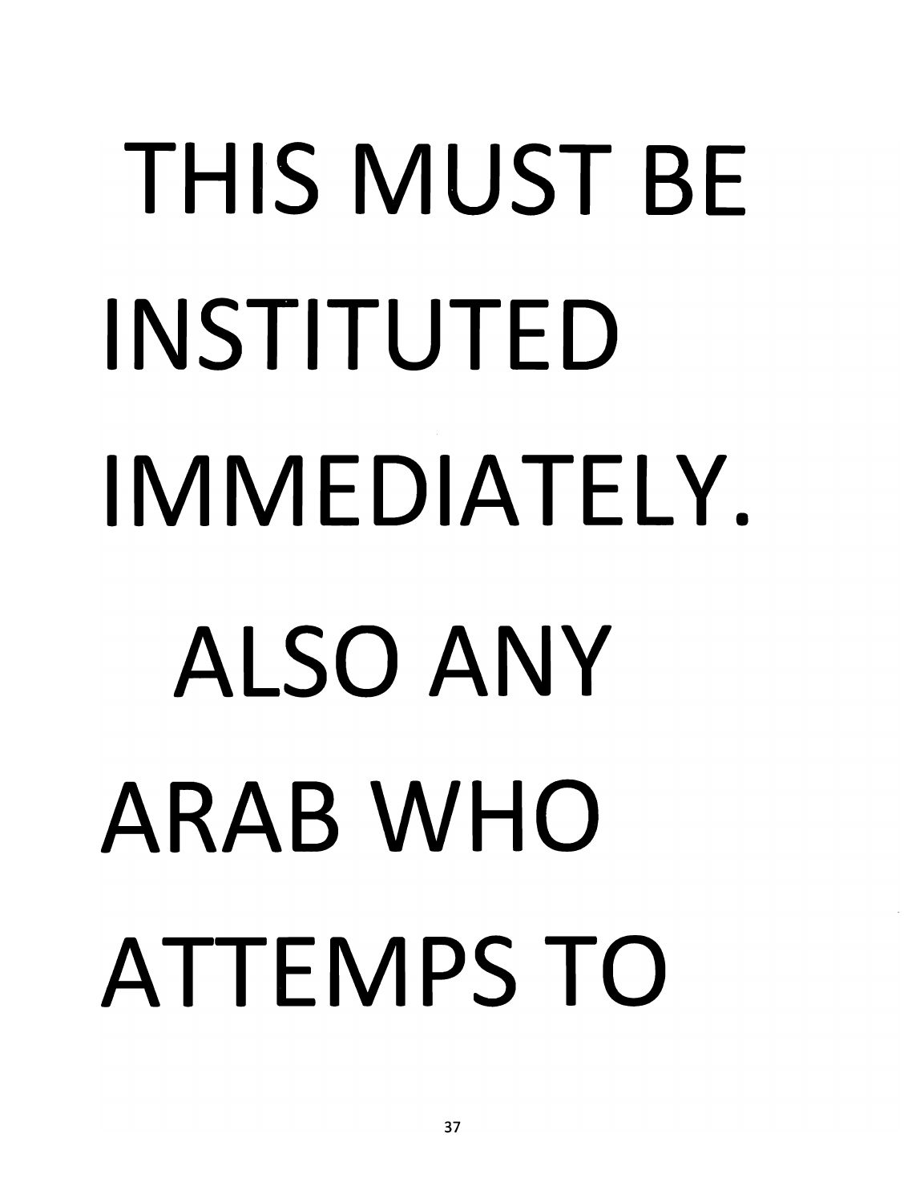THIS MUST BE INSTITUTED IMMEDIATELY. ALSO ANY ARAB WHO ATTEMPS TO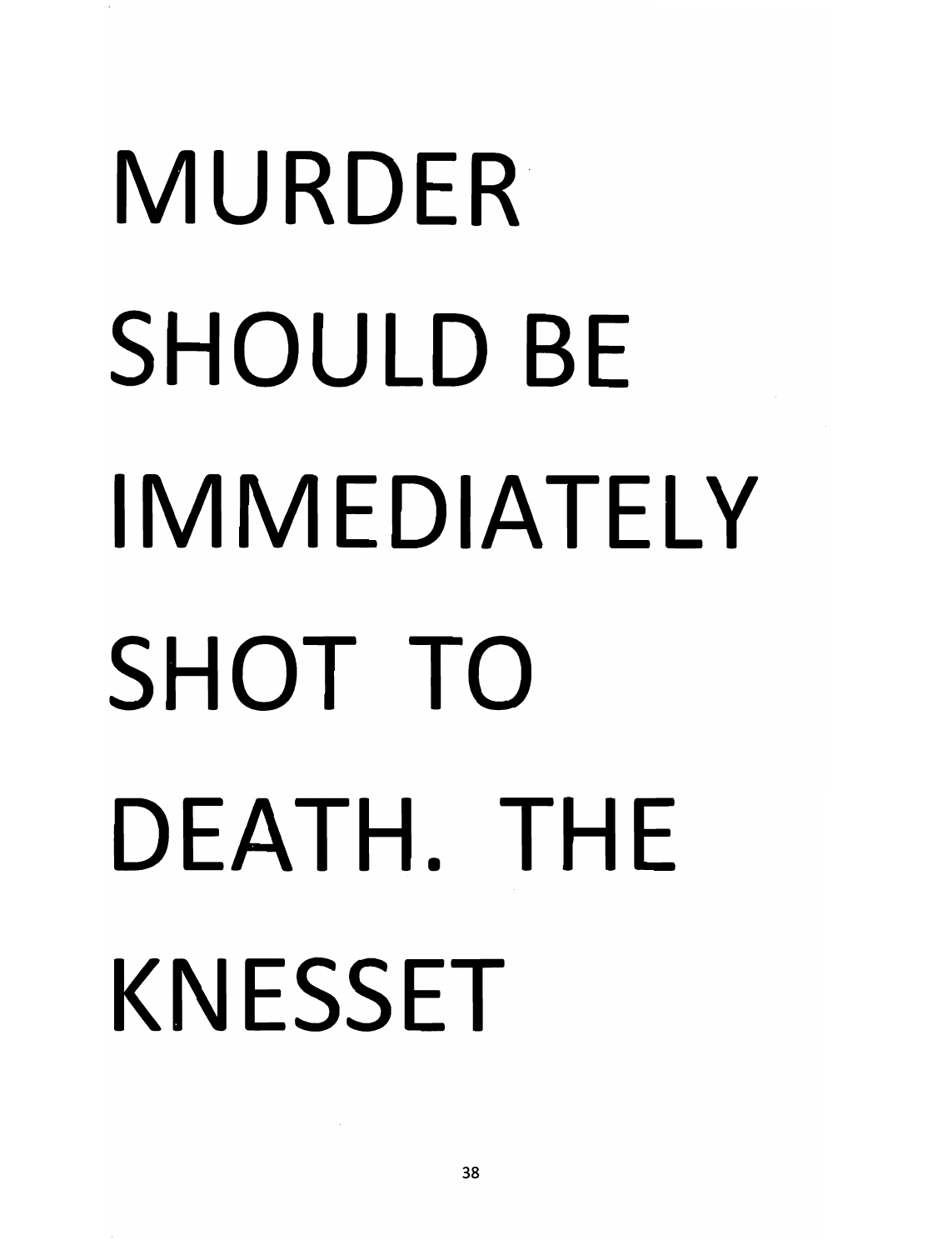MURDER SHOULD BE IMMEDIATELY SHOT TO DEATH. THE KNESSET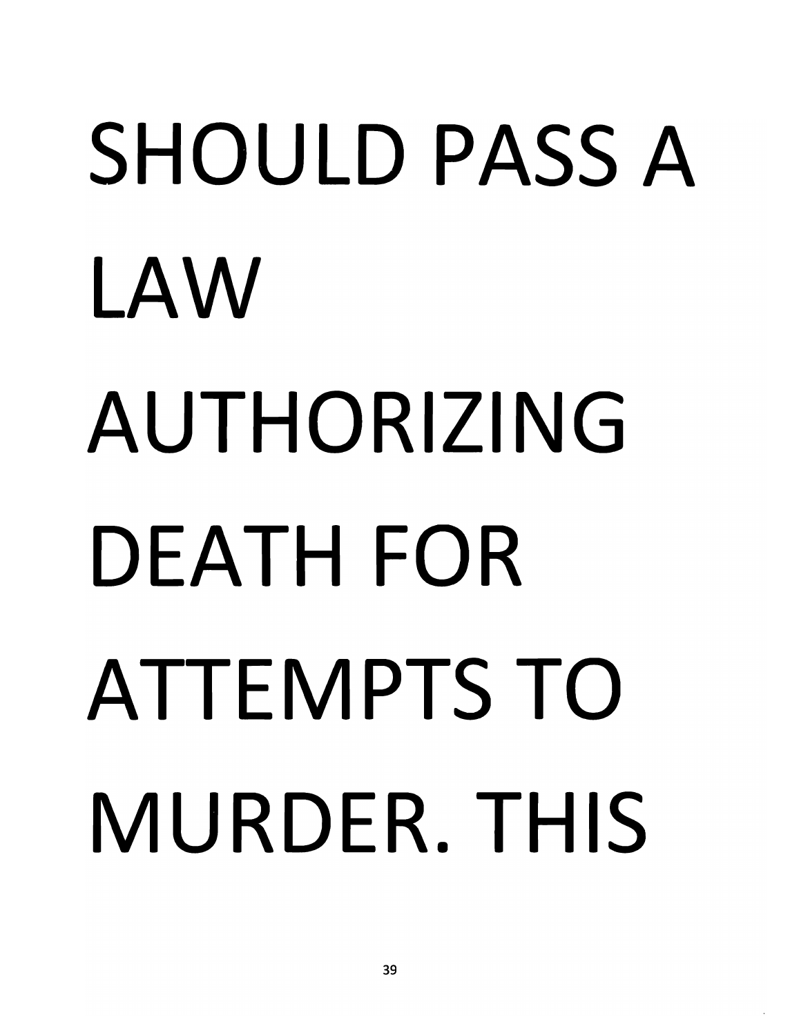SHOULD PASS A LAW AUTHORIZING DEATH FOR ATTEMPTS TO MURDER. THIS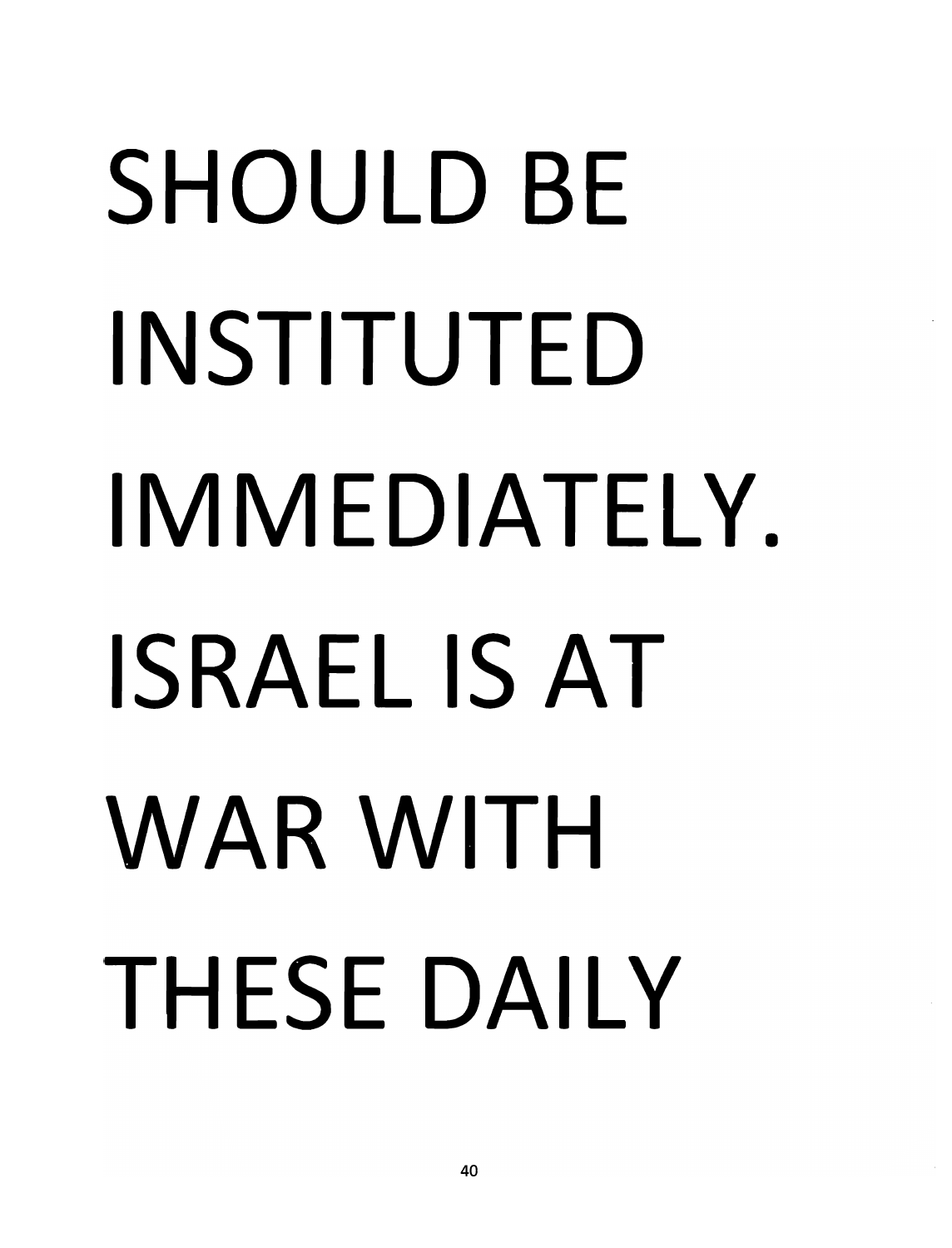SHOULD BE INSTITUTED IMMEDIATELY. ISRAEL IS AT WAR WITH THESE DAILY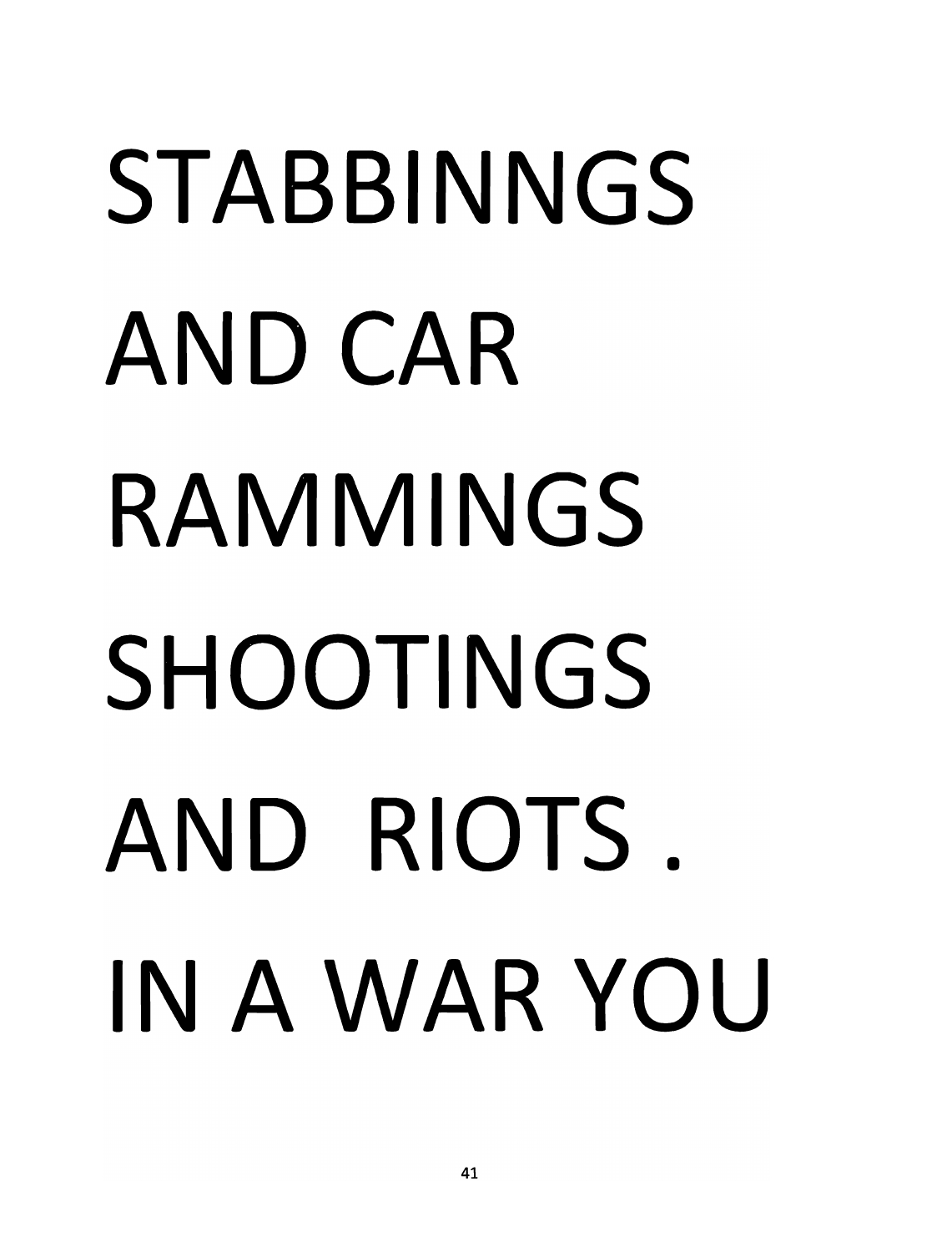STABBINNGS AND CAR RAMMINGS SHOOTINGS AND RIOTS . IN A WAR YOU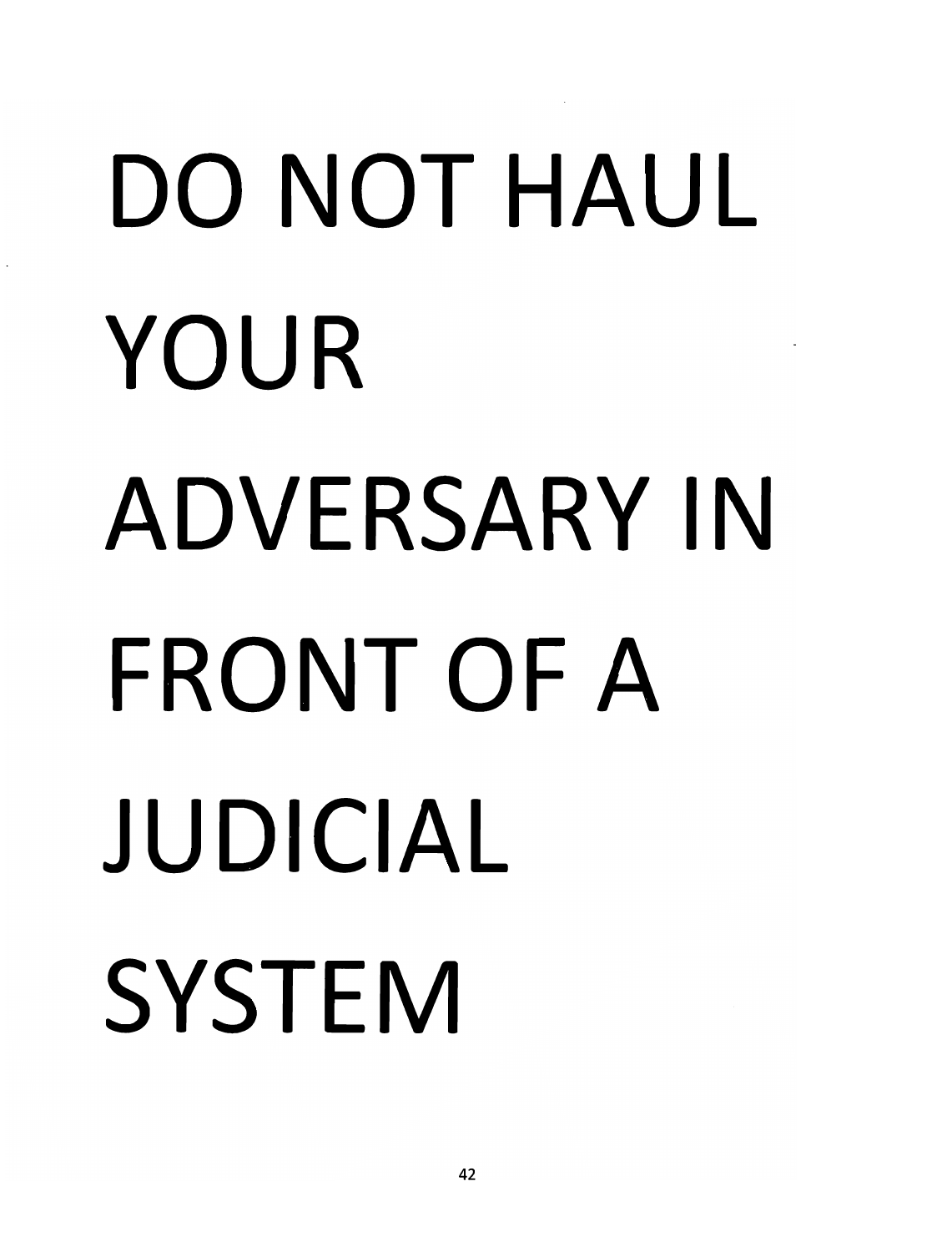# DO NOT HAUL YOUR ADVERSARY IN FRONT OF A JUDICIAL SYSTEM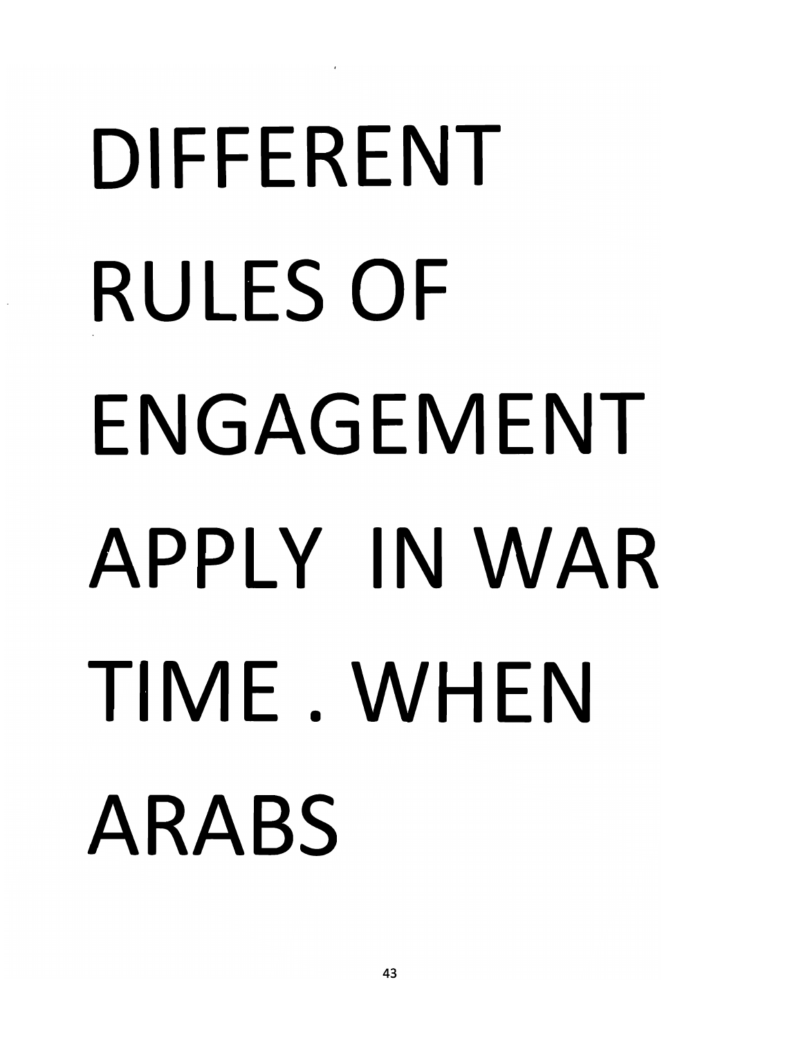DIFFERENT RULES OF ENGAGEMENT APPLY IN WAR TIME . WHEN ARABS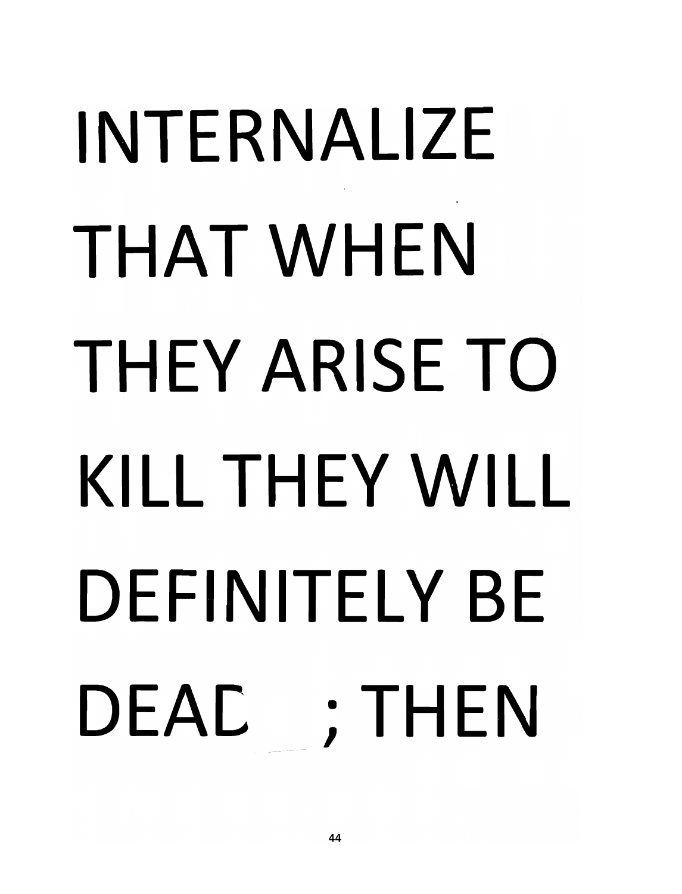INTERNALIZE THAT WHEN THEY ARISE TO KILL THEY WILL DEFINITELY BE DEAD ; THEN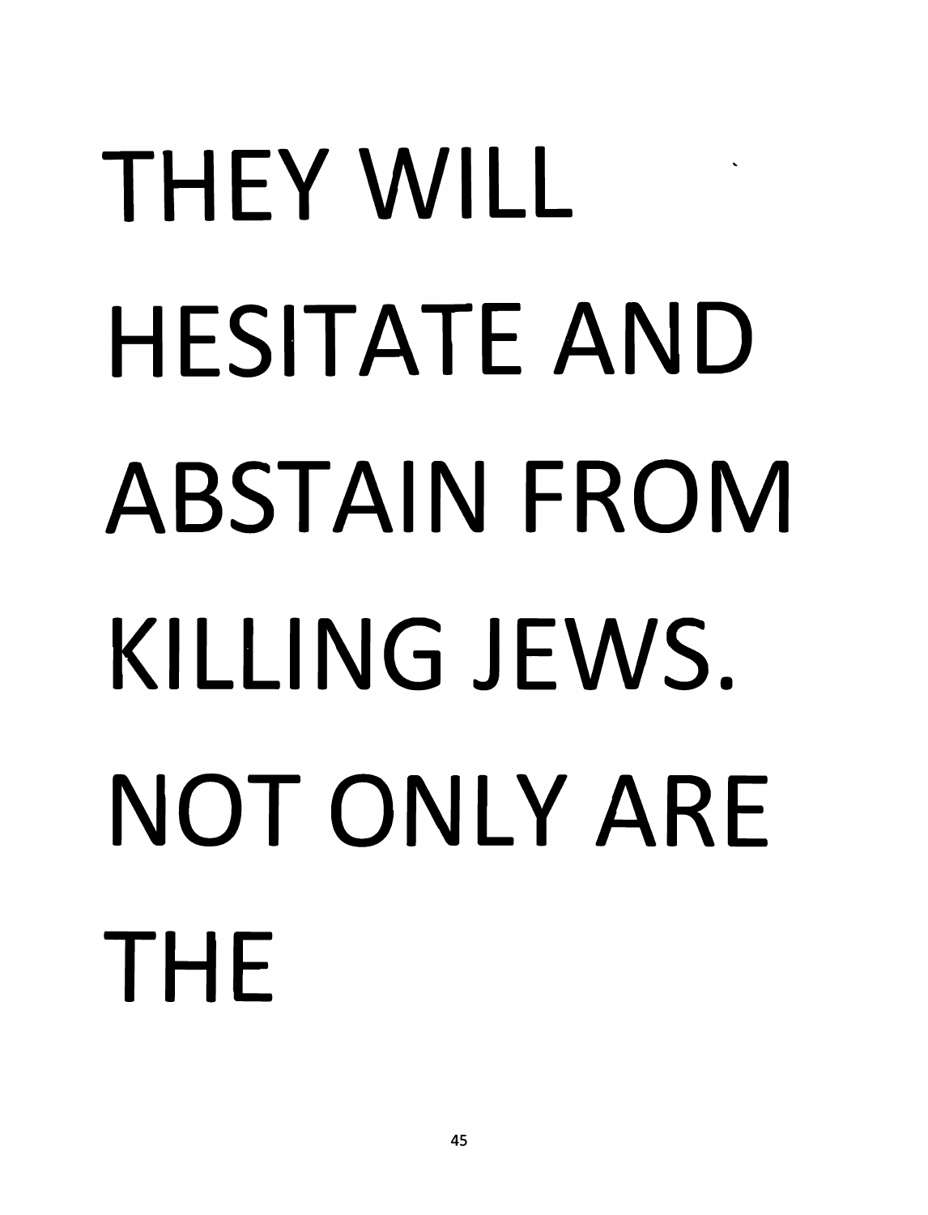THEY WILL HESITATE AND ABSTAIN FROM KILLING JEWS. NOT ONLY ARE THE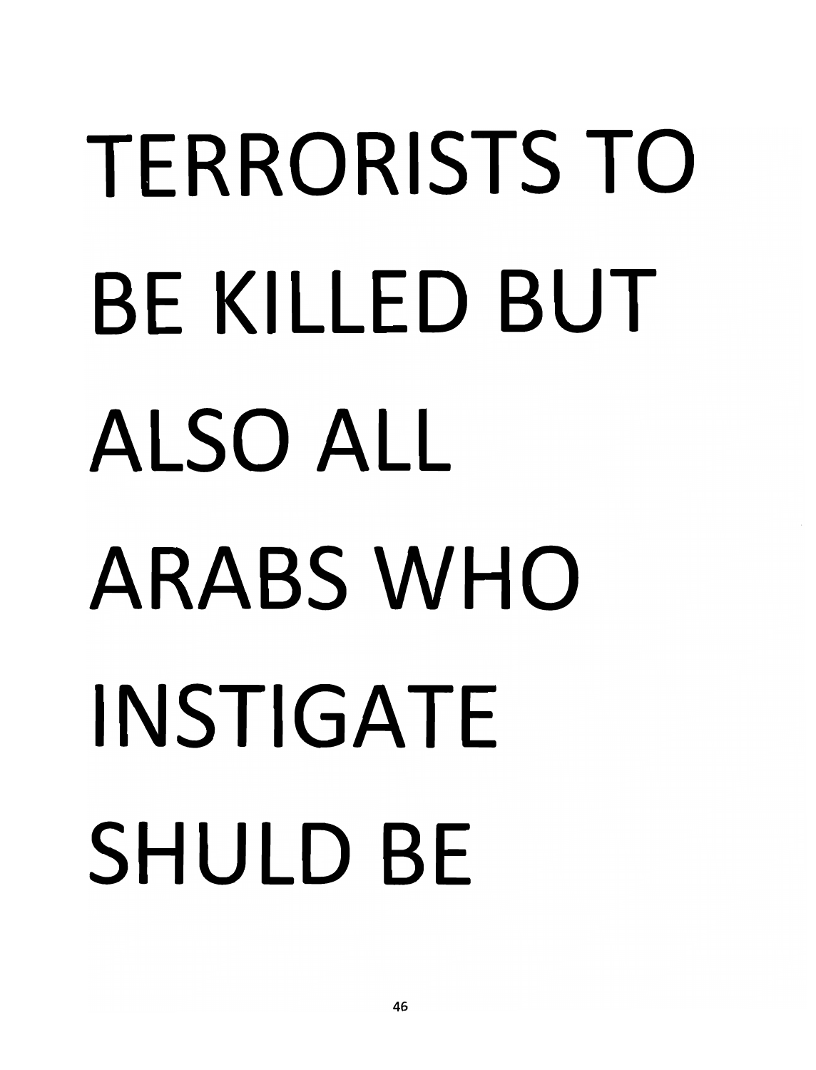TERRORISTS TO BE KILLED BUT ALSO ALL ARABS WHO INSTIGATE SHULD BE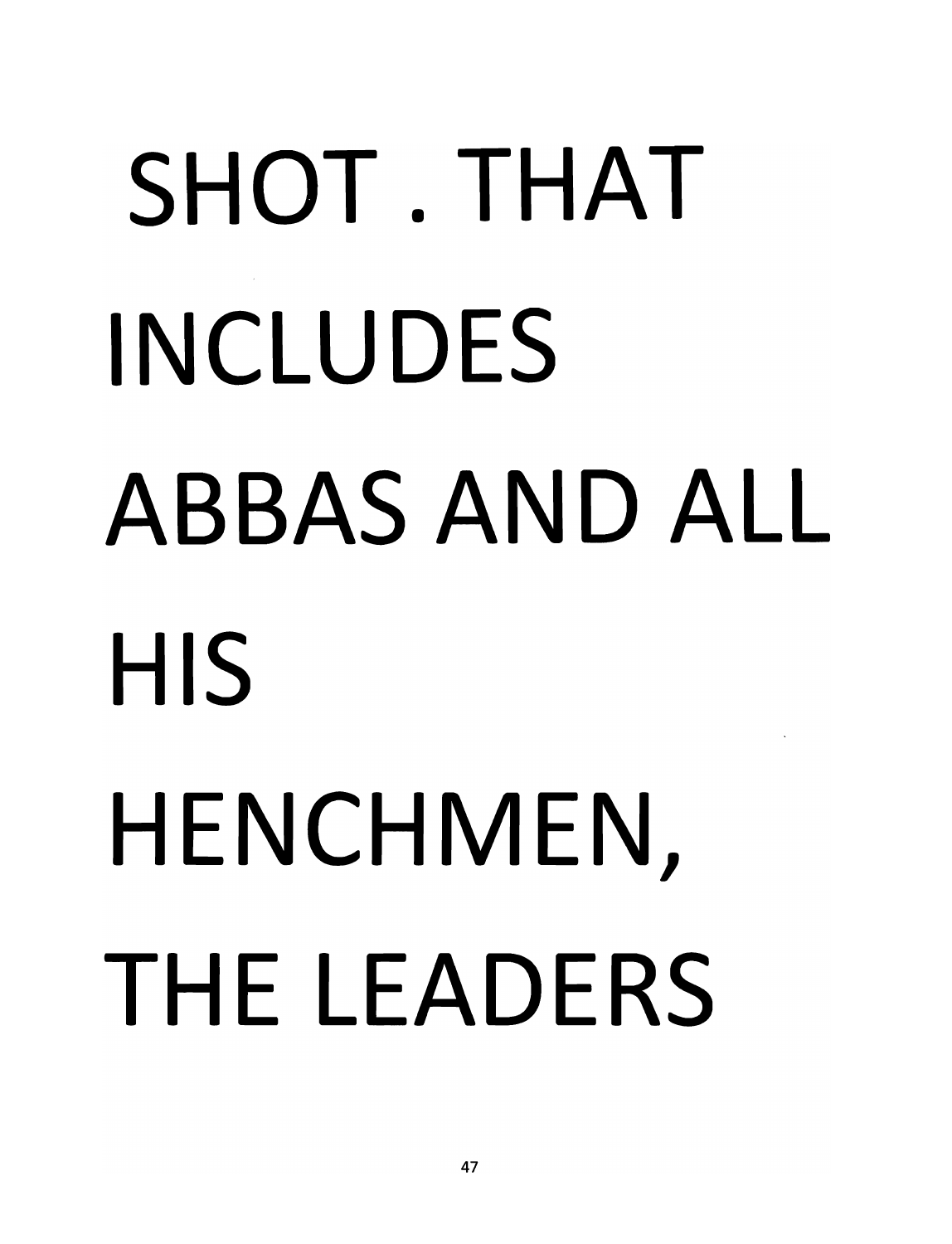SHOT . THAT INCLUDES ABBAS AND ALL HIS HENCHMEN, THE LEADERS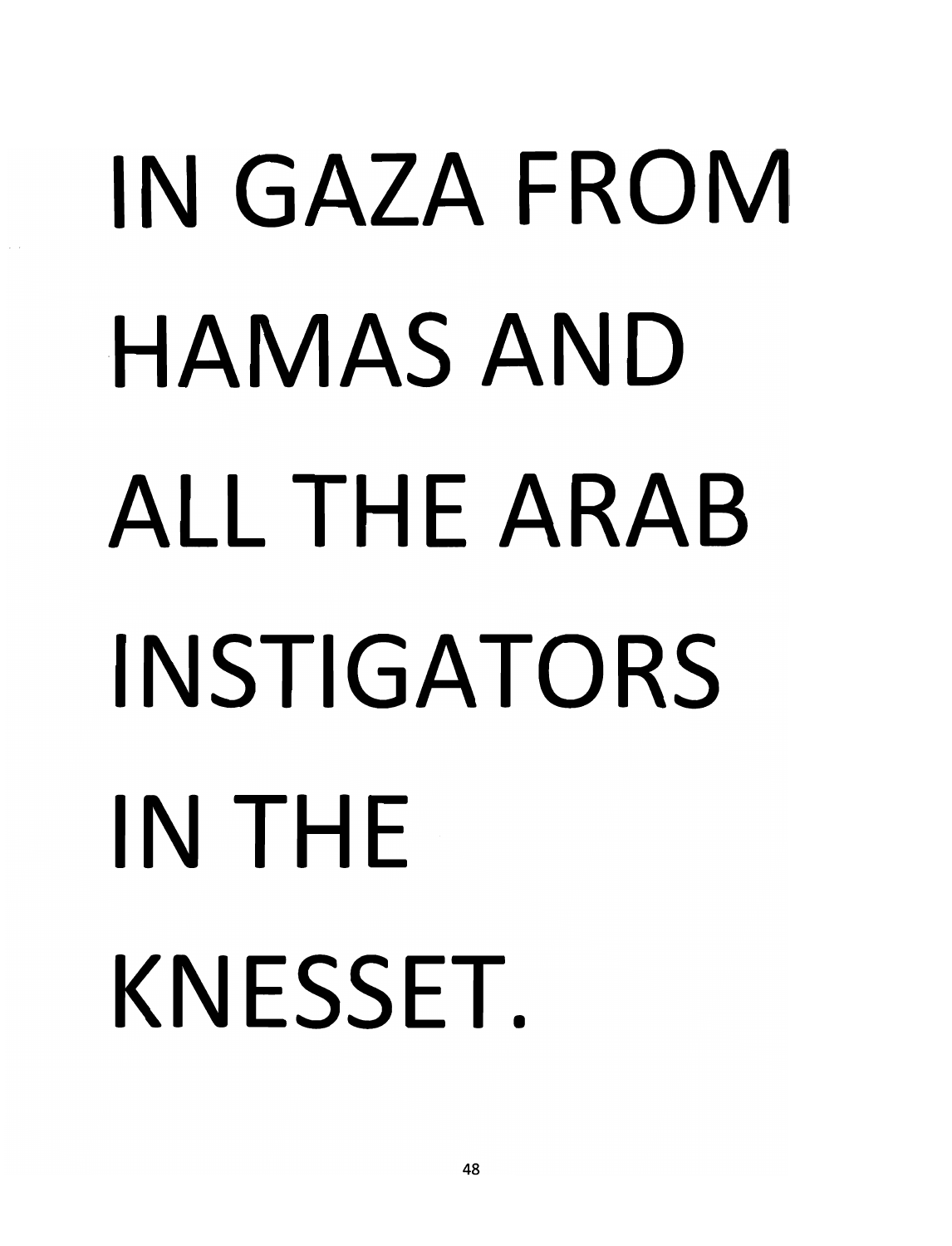IN GAZA FROM HAMAS AND ALL THE ARAB INSTIGATORS IN THE KNESSET.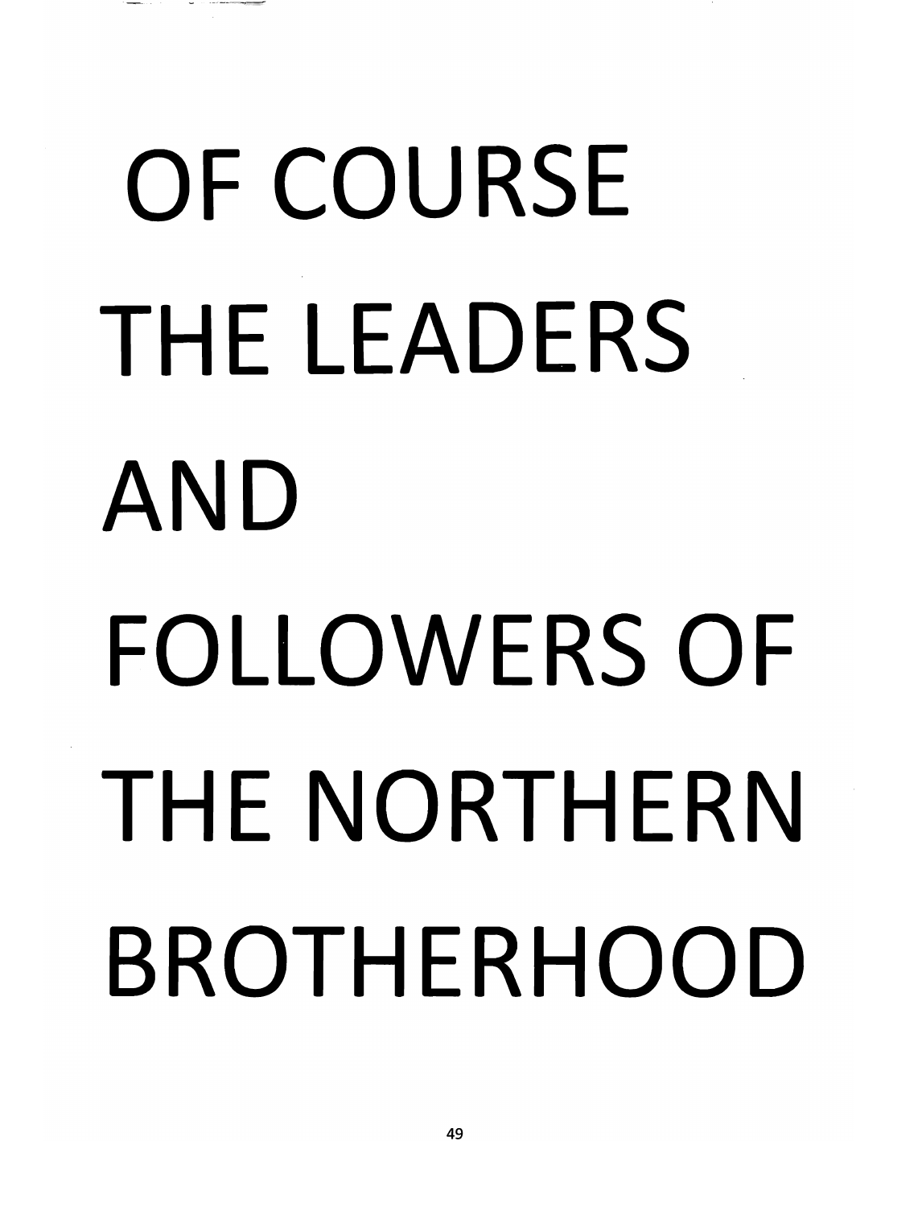OF COURSE
THE LEADERS
AND
FOLLOWERS OF
THE NORTHERN
BROTHERHOOD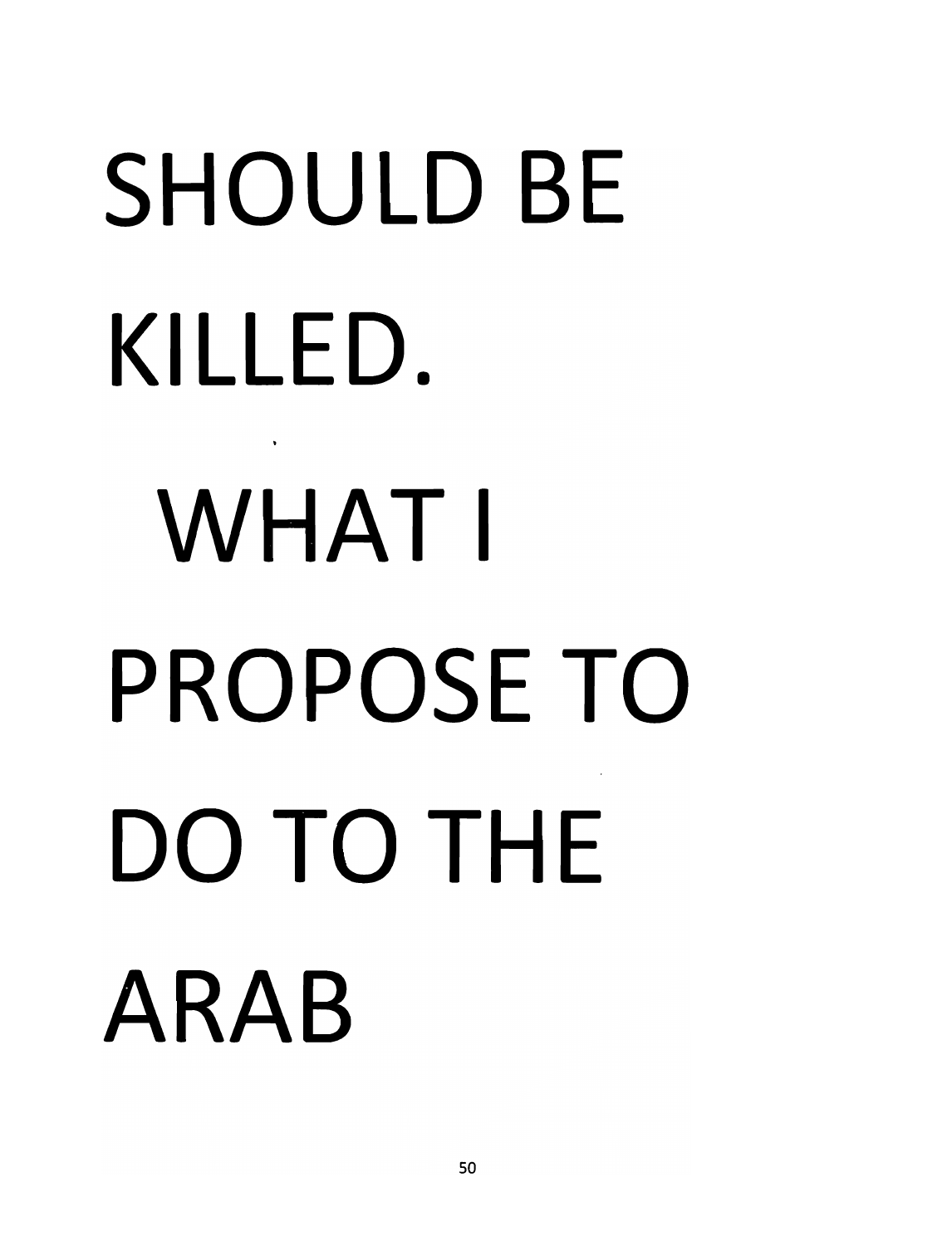SHOULD BE KILLED.

WHAT I PROPOSE TO DO TO THE ARAB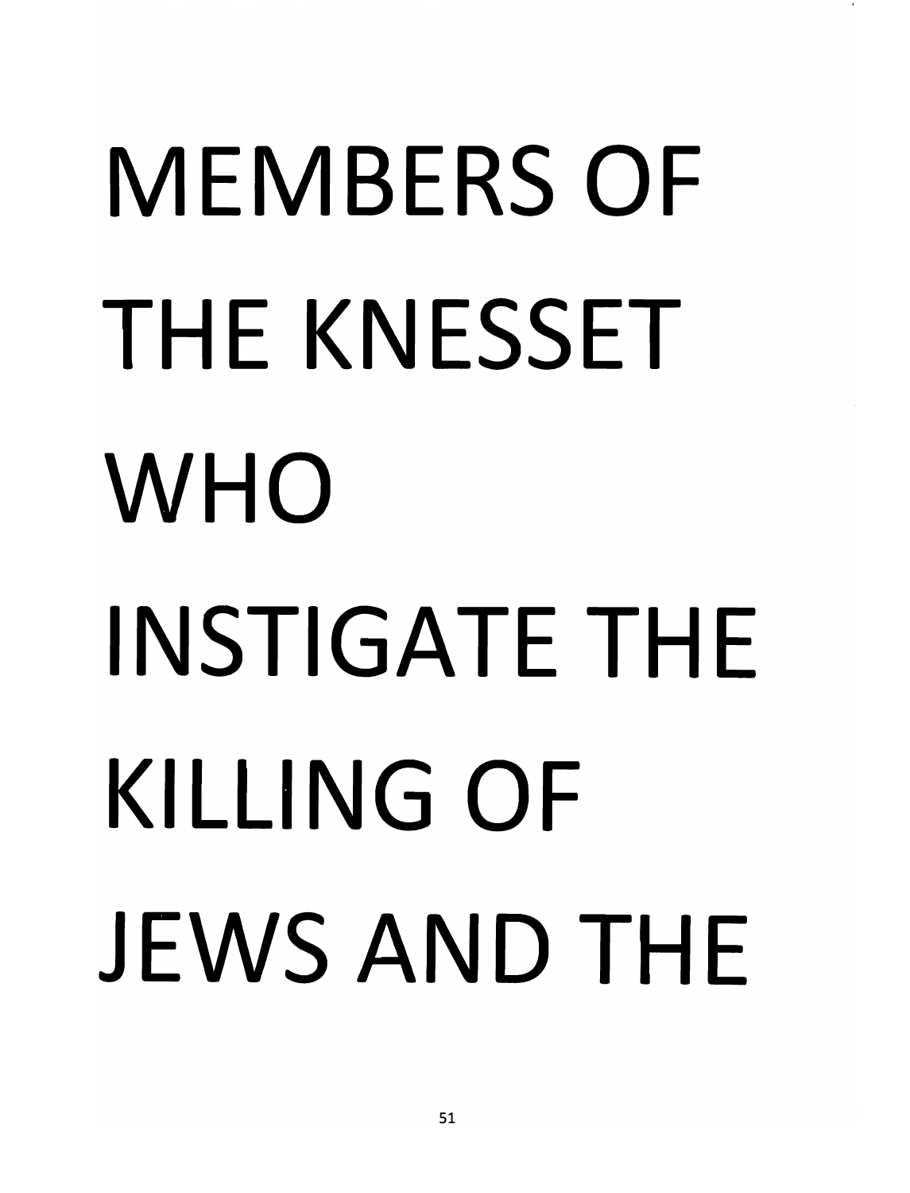MEMBERS OF THE KNESSET WHO INSTIGATE THE KILLING OF JEWS AND THE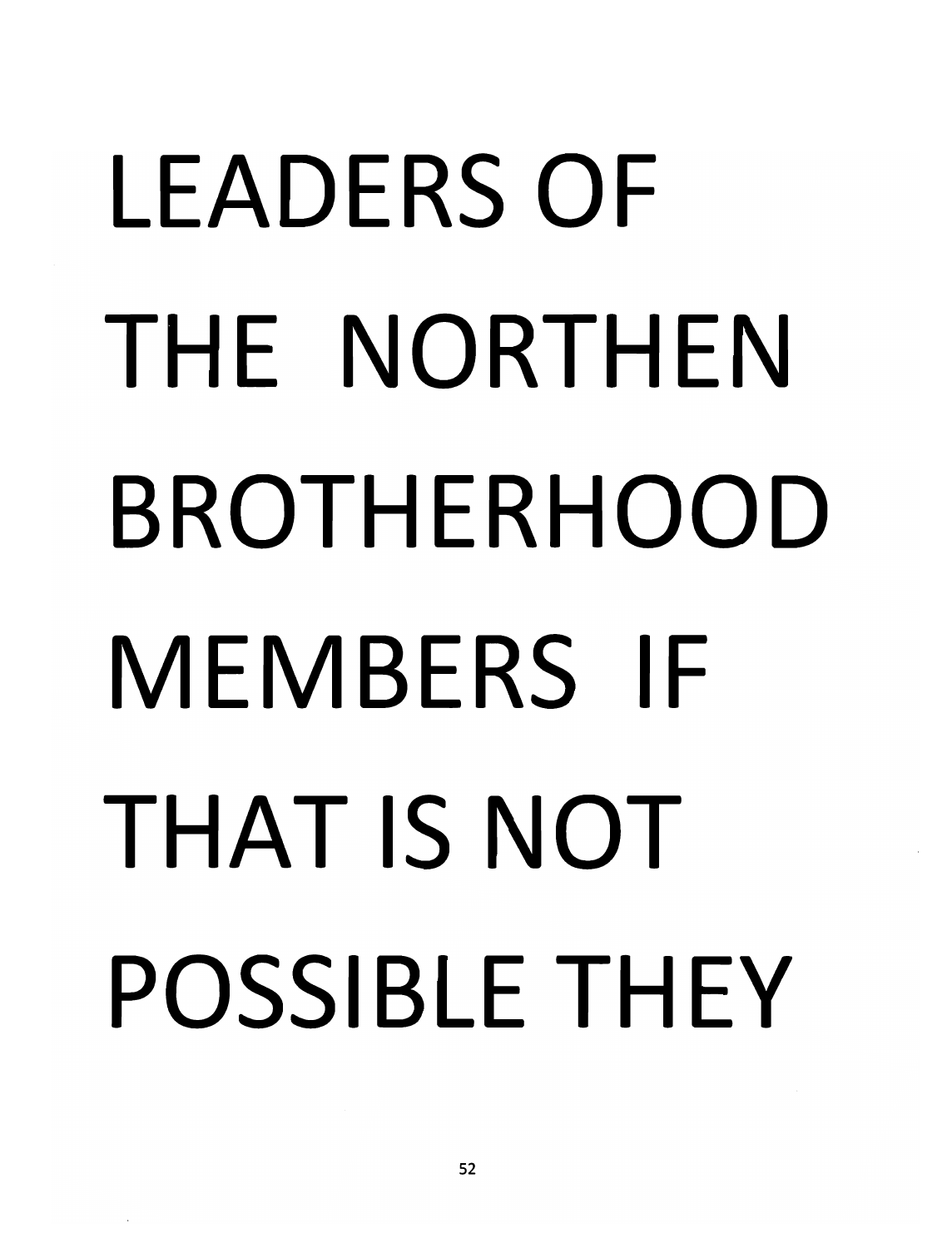LEADERS OF THE NORTHEN BROTHERHOOD MEMBERS IF THAT IS NOT POSSIBLE THEY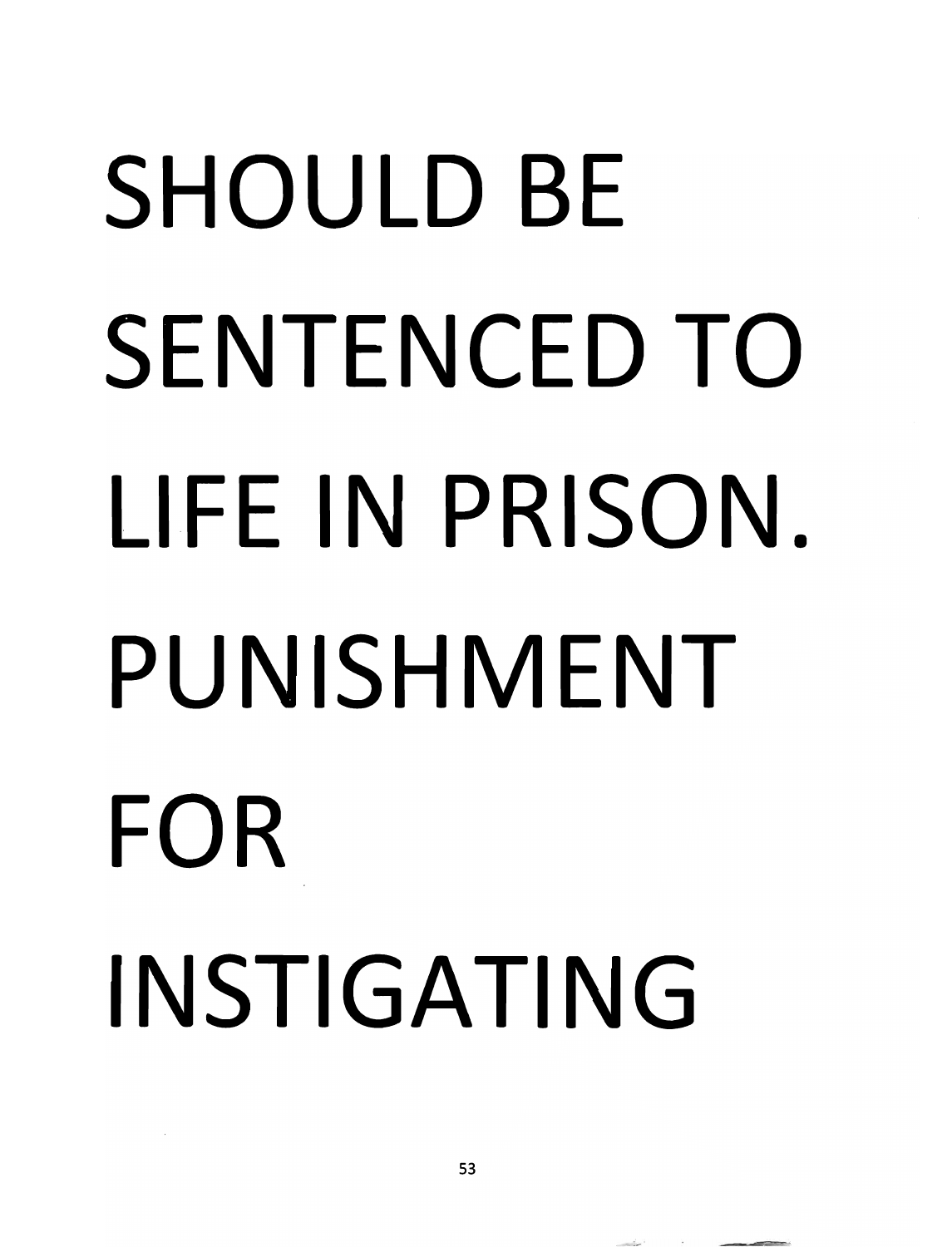SHOULD BE SENTENCED TO LIFE IN PRISON. PUNISHMENT FOR INSTIGATING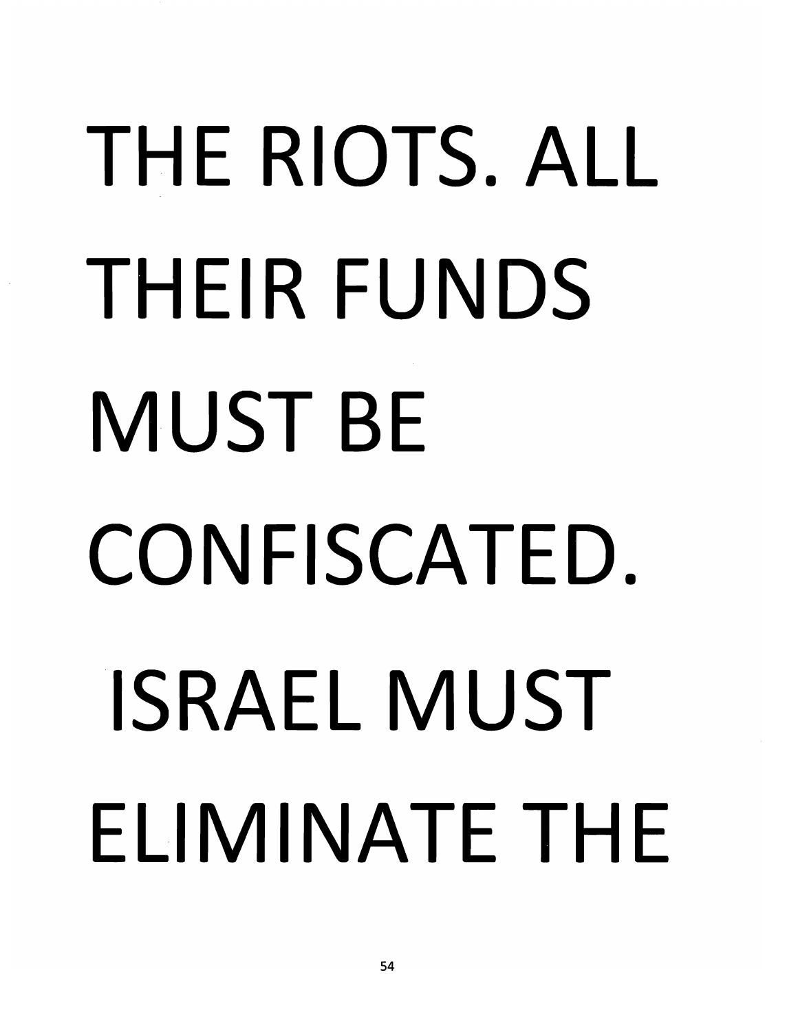THE RIOTS. ALL THEIR FUNDS MUST BE CONFISCATED. ISRAEL MUST ELIMINATE THE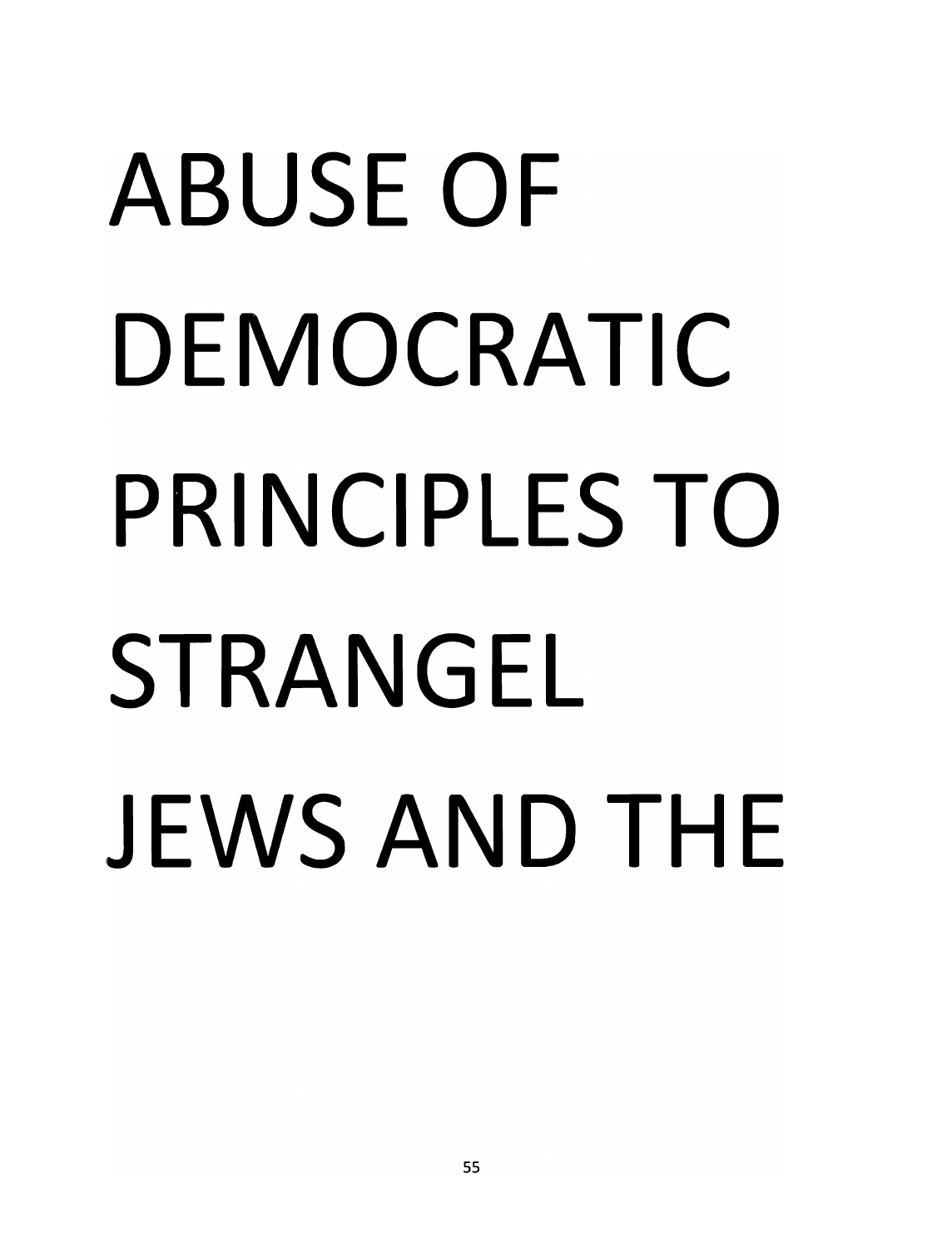ABUSE OF DEMOCRATIC PRINCIPLES TO STRANGEL JEWS AND THE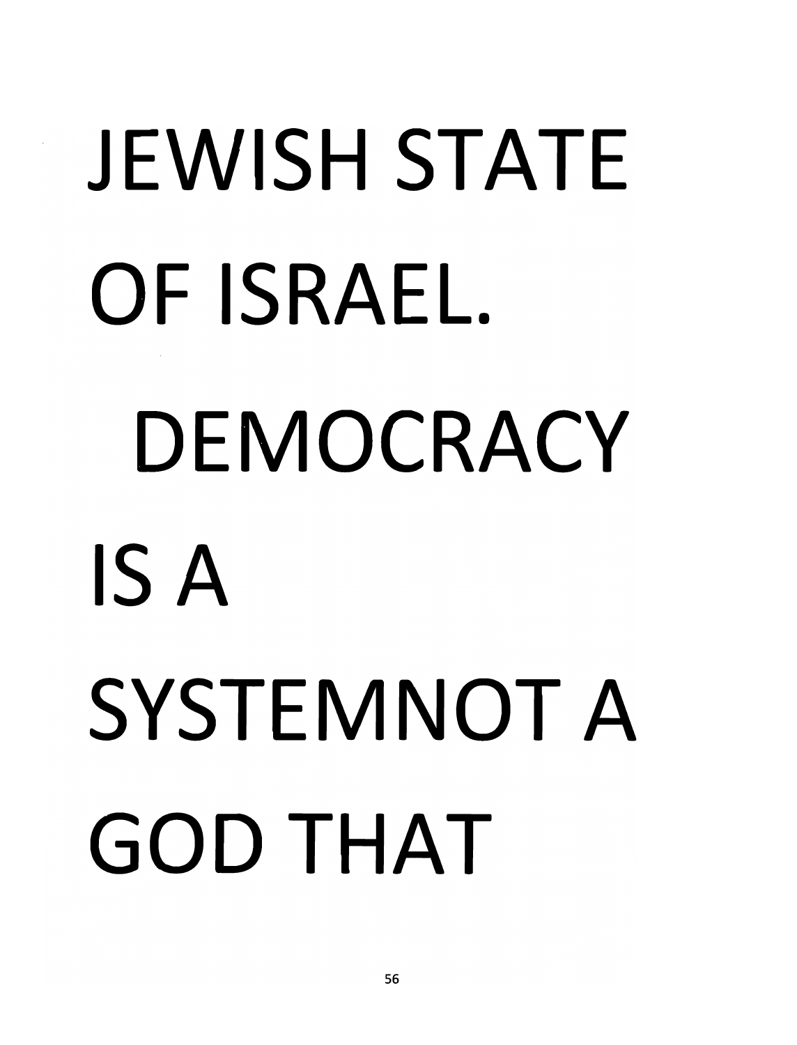JEWISH STATE OF ISRAEL. DEMOCRACY IS A SYSTEMNOT A GOD THAT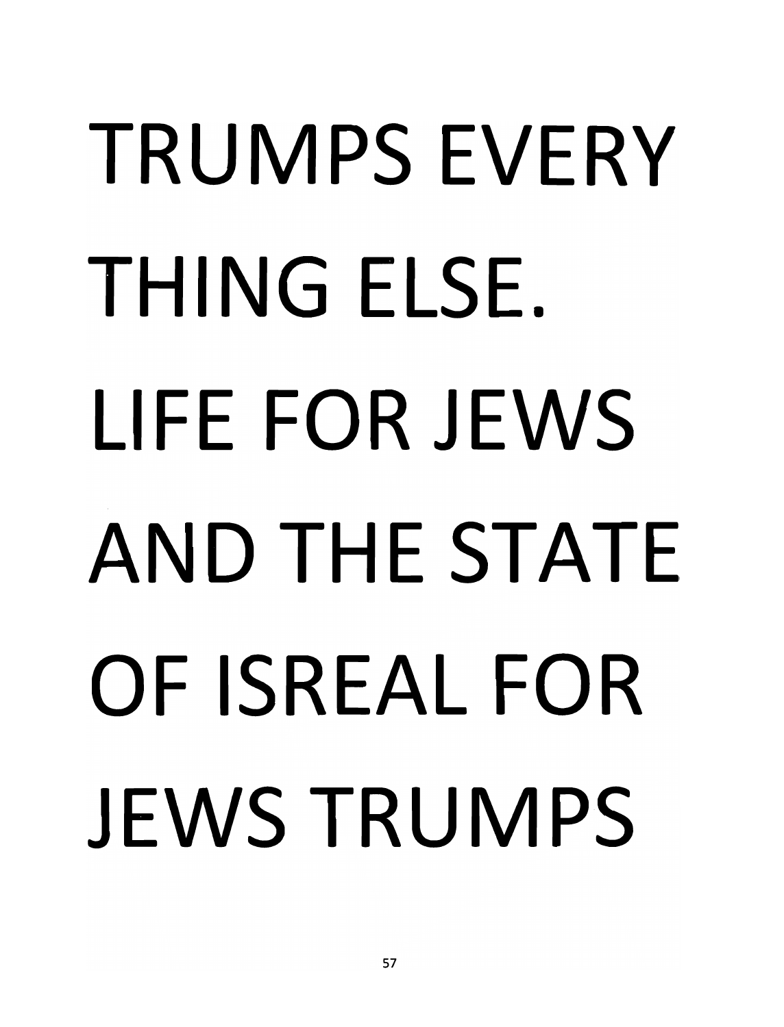TRUMPS EVERY THING ELSE. LIFE FOR JEWS AND THE STATE OF ISREAL FOR JEWS TRUMPS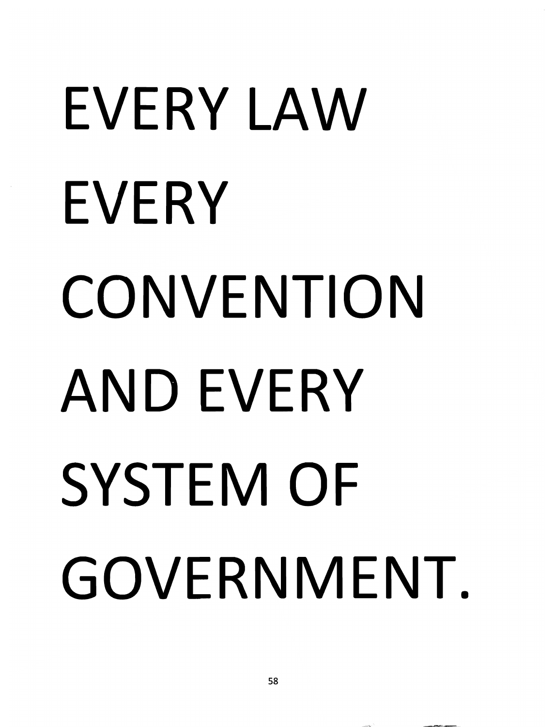EVERY LAW
EVERY
CONVENTION
AND EVERY
SYSTEM OF
GOVERNMENT.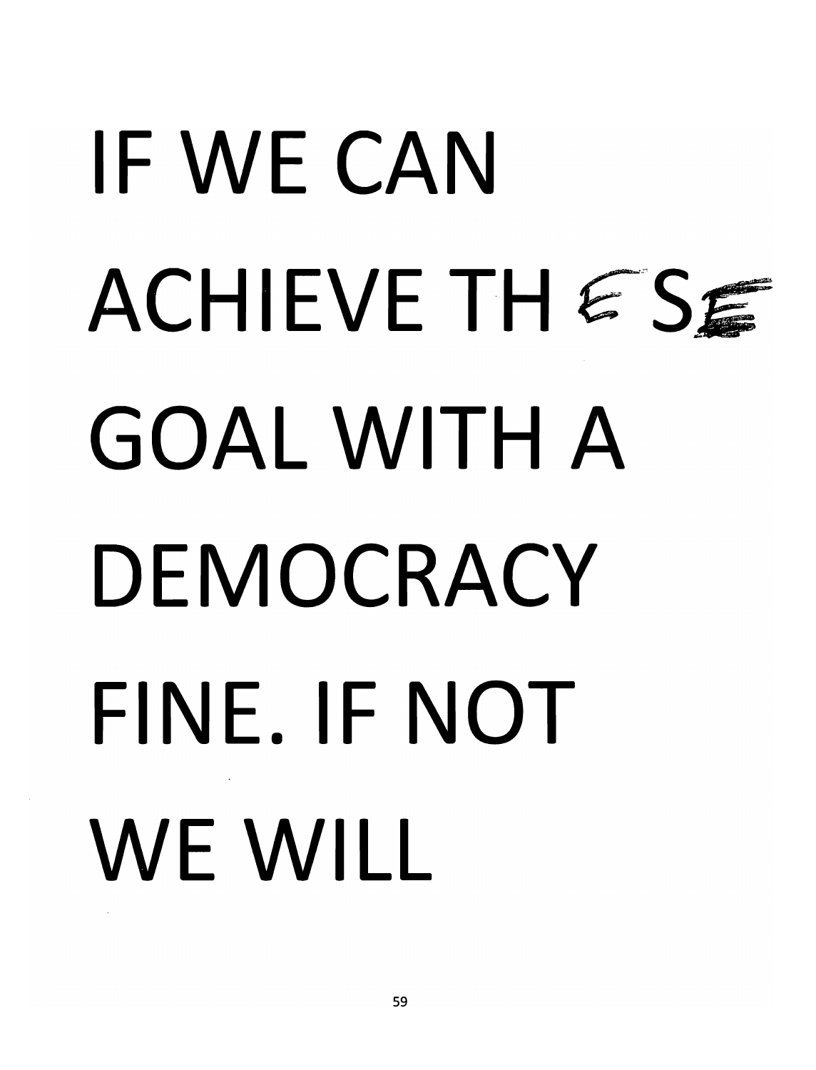IF WE CAN ACHIEVE THESE GOAL WITH A DEMOCRACY FINE. IF NOT WE WILL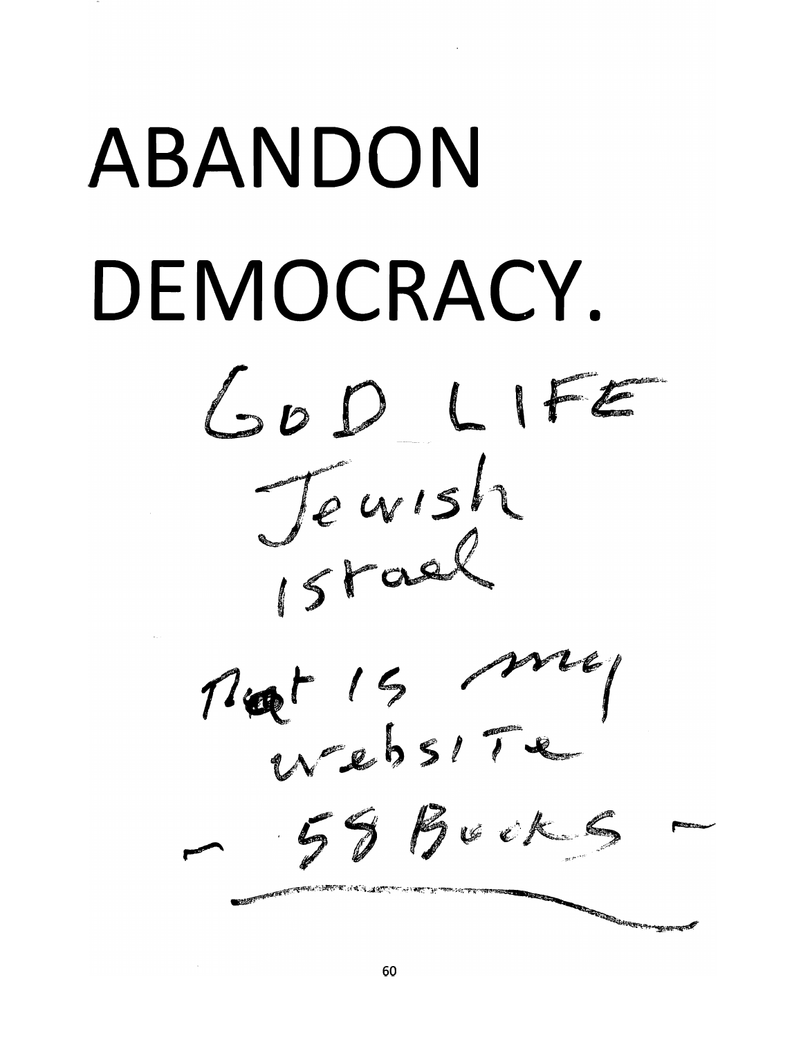# ABANDON DEMOCRACY.

GOD LIFE
Jewish
Israel

That is my
website

– 58 Books –